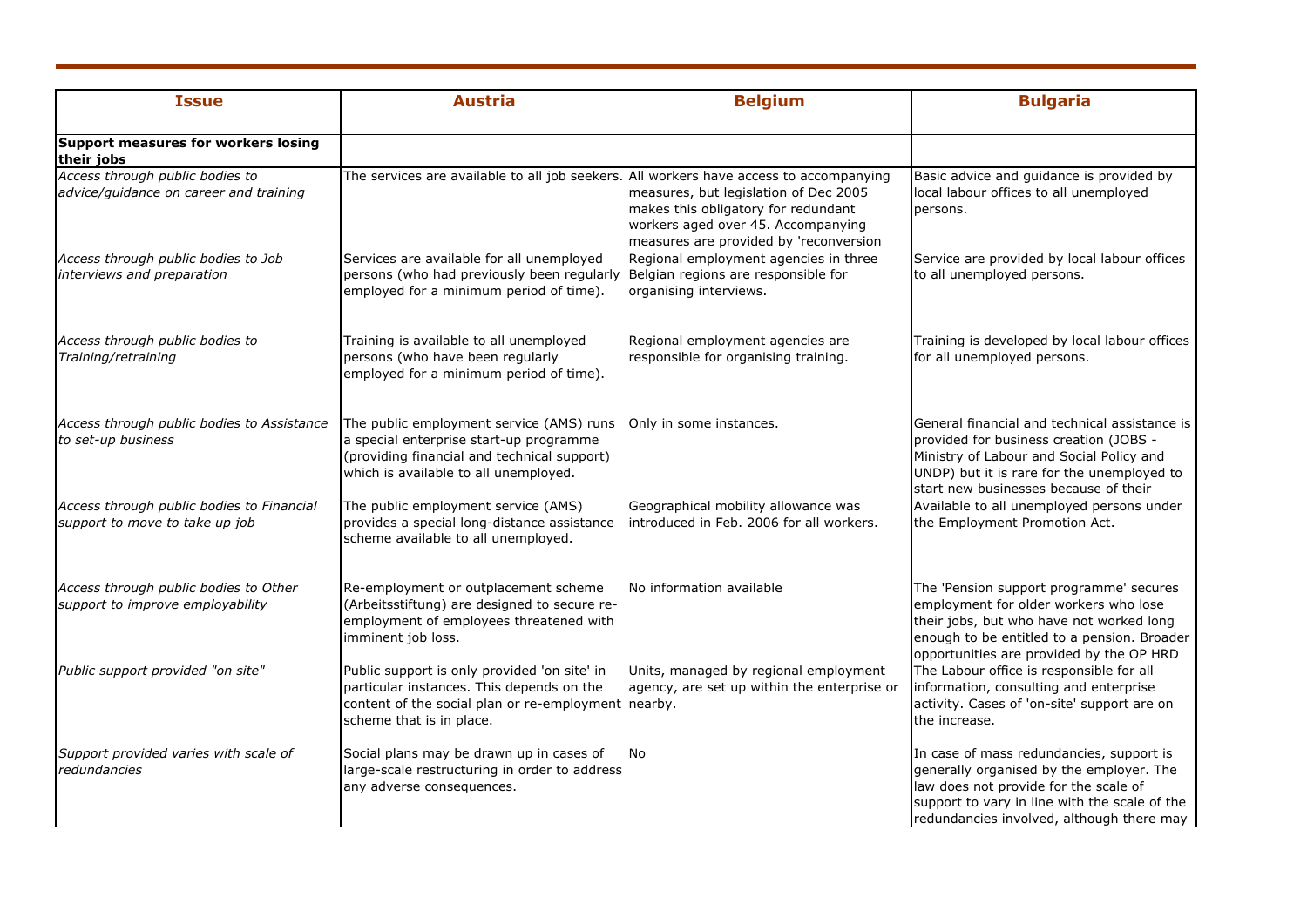| Issue | Austria | Belgium | Bulgaria |
|---|---|---|---|
| **Support measures for workers losing their jobs** | | | |
| *Access through public bodies to advice/guidance on career and training* | The services are available to all job seekers. | All workers have access to accompanying measures, but legislation of Dec 2005 makes this obligatory for redundant workers aged over 45. Accompanying measures are provided by 'reconversion | Basic advice and guidance is provided by local labour offices to all unemployed persons. |
| *Access through public bodies to Job interviews and preparation* | Services are available for all unemployed persons (who had previously been regularly employed for a minimum period of time). | Regional employment agencies in three Belgian regions are responsible for organising interviews. | Service are provided by local labour offices to all unemployed persons. |
| *Access through public bodies to Training/retraining* | Training is available to all unemployed persons (who have been regularly employed for a minimum period of time). | Regional employment agencies are responsible for organising training. | Training is developed by local labour offices for all unemployed persons. |
| *Access through public bodies to Assistance to set-up business* | The public employment service (AMS) runs a special enterprise start-up programme (providing financial and technical support) which is available to all unemployed. | Only in some instances. | General financial and technical assistance is provided for business creation (JOBS - Ministry of Labour and Social Policy and UNDP) but it is rare for the unemployed to start new businesses because of their |
| *Access through public bodies to Financial support to move to take up job* | The public employment service (AMS) provides a special long-distance assistance scheme available to all unemployed. | Geographical mobility allowance was introduced in Feb. 2006 for all workers. | Available to all unemployed persons under the Employment Promotion Act. |
| *Access through public bodies to Other support to improve employability* | Re-employment or outplacement scheme (Arbeitsstiftung) are designed to secure re-employment of employees threatened with imminent job loss. | No information available | The 'Pension support programme' secures employment for older workers who lose their jobs, but who have not worked long enough to be entitled to a pension. Broader opportunities are provided by the OP HRD |
| *Public support provided "on site"* | Public support is only provided 'on site' in particular instances. This depends on the content of the social plan or re-employment scheme that is in place. | Units, managed by regional employment agency, are set up within the enterprise or nearby. | The Labour office is responsible for all information, consulting and enterprise activity. Cases of 'on-site' support are on the increase. |
| *Support provided varies with scale of redundancies* | Social plans may be drawn up in cases of large-scale restructuring in order to address any adverse consequences. | No | In case of mass redundancies, support is generally organised by the employer. The law does not provide for the scale of support to vary in line with the scale of the redundancies involved, although there may |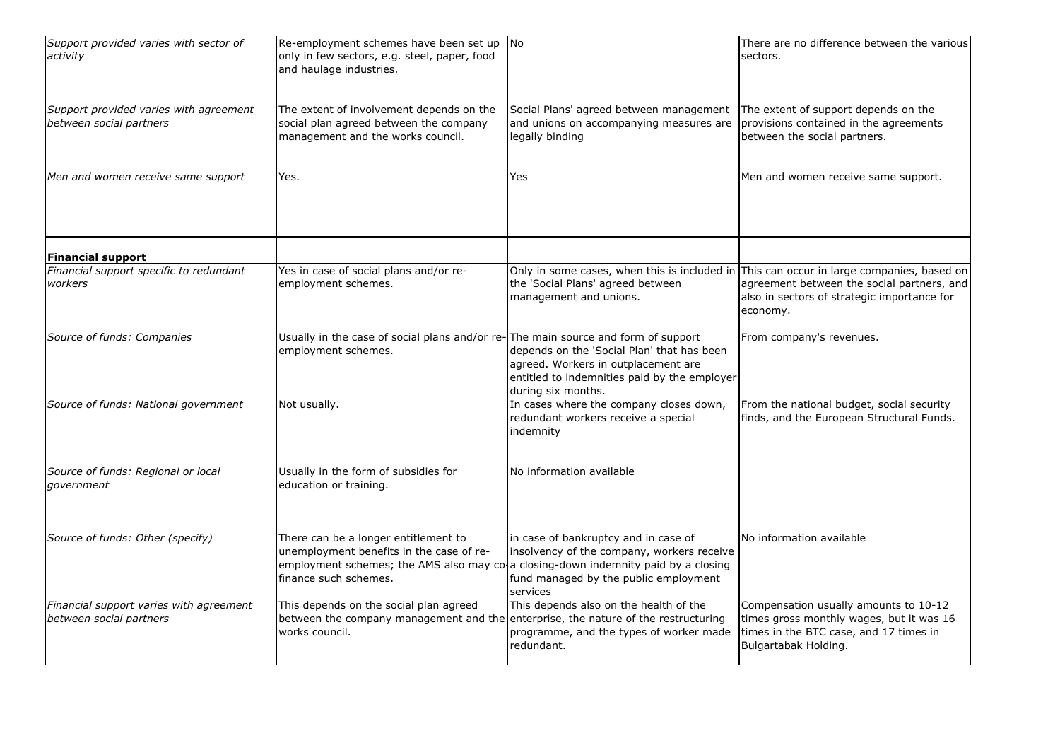| | | | |
|---|---|---|---|
| *Support provided varies with sector of activity* | Re-employment schemes have been set up only in few sectors, e.g. steel, paper, food and haulage industries. | No | There are no difference between the various sectors. |
| *Support provided varies with agreement between social partners* | The extent of involvement depends on the social plan agreed between the company management and the works council. | Social Plans' agreed between management and unions on accompanying measures are legally binding | The extent of support depends on the provisions contained in the agreements between the social partners. |
| *Men and women receive same support* | Yes. | Yes | Men and women receive same support. |
| **Financial support** | | | |
| *Financial support specific to redundant workers* | Yes in case of social plans and/or re-employment schemes. | Only in some cases, when this is included in the 'Social Plans' agreed between management and unions. | This can occur in large companies, based on agreement between the social partners, and also in sectors of strategic importance for economy. |
| *Source of funds: Companies* | Usually in the case of social plans and/or re-employment schemes. | The main source and form of support depends on the 'Social Plan' that has been agreed. Workers in outplacement are entitled to indemnities paid by the employer during six months. | From company's revenues. |
| *Source of funds: National government* | Not usually. | In cases where the company closes down, redundant workers receive a special indemnity | From the national budget, social security finds, and the European Structural Funds. |
| *Source of funds: Regional or local government* | Usually in the form of subsidies for education or training. | No information available | |
| *Source of funds: Other (specify)* | There can be a longer entitlement to unemployment benefits in the case of re-employment schemes; the AMS also may co-finance such schemes. | in case of bankruptcy and in case of insolvency of the company, workers receive a closing-down indemnity paid by a closing fund managed by the public employment services | No information available |
| *Financial support varies with agreement between social partners* | This depends on the social plan agreed between the company management and the works council. | This depends also on the health of the enterprise, the nature of the restructuring programme, and the types of worker made redundant. | Compensation usually amounts to 10-12 times gross monthly wages, but it was 16 times in the BTC case, and 17 times in Bulgartabak Holding. |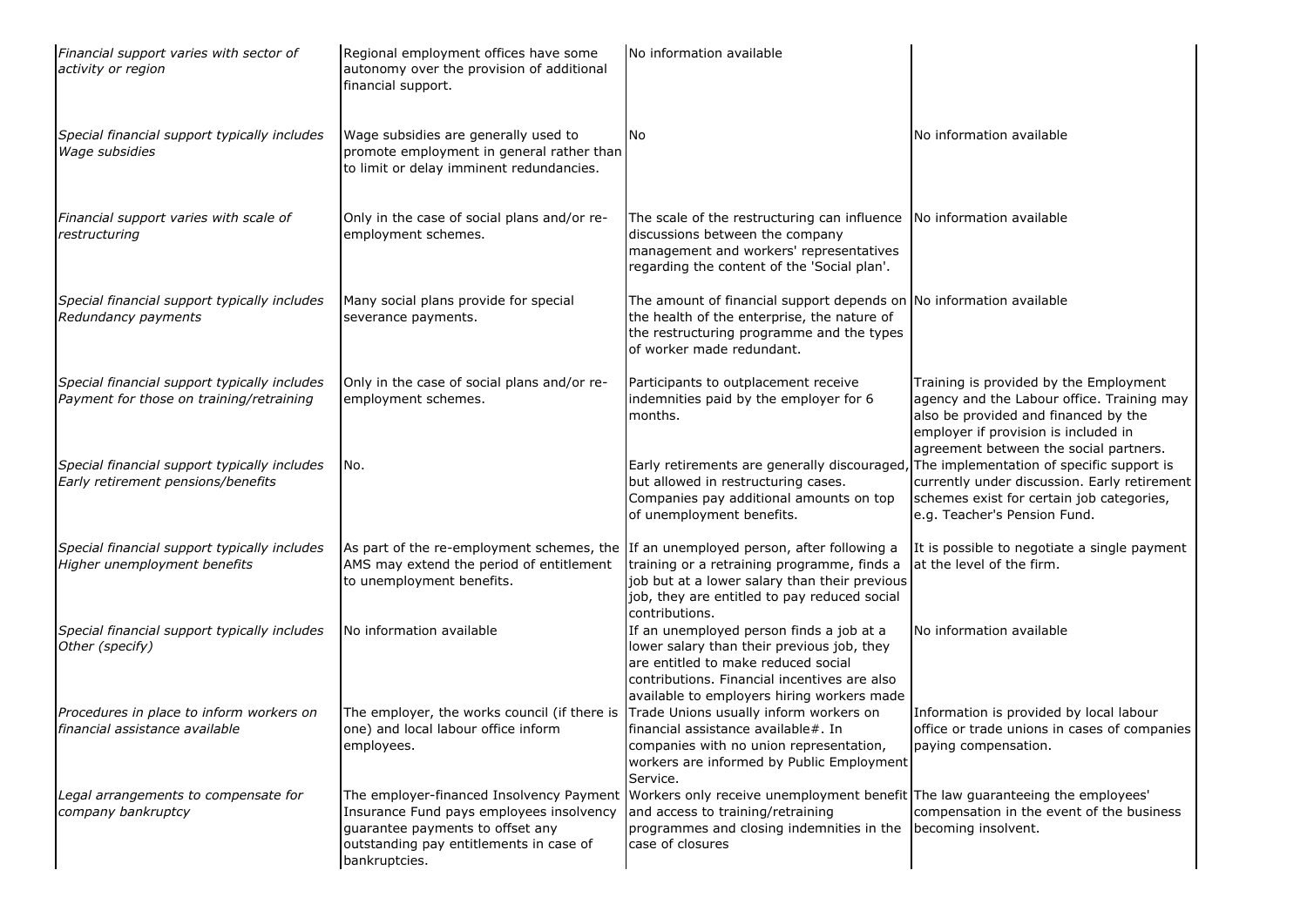| | | | |
|---|---|---|---|
| *Financial support varies with sector of activity or region* | Regional employment offices have some autonomy over the provision of additional financial support. | No information available | |
| *Special financial support typically includes Wage subsidies* | Wage subsidies are generally used to promote employment in general rather than to limit or delay imminent redundancies. | No | No information available |
| *Financial support varies with scale of restructuring* | Only in the case of social plans and/or re-employment schemes. | The scale of the restructuring can influence discussions between the company management and workers' representatives regarding the content of the 'Social plan'. | No information available |
| *Special financial support typically includes Redundancy payments* | Many social plans provide for special severance payments. | The amount of financial support depends on the health of the enterprise, the nature of the restructuring programme and the types of worker made redundant. | No information available |
| *Special financial support typically includes Payment for those on training/retraining* | Only in the case of social plans and/or re-employment schemes. | Participants to outplacement receive indemnities paid by the employer for 6 months. | Training is provided by the Employment agency and the Labour office. Training may also be provided and financed by the employer if provision is included in agreement between the social partners. |
| *Special financial support typically includes Early retirement pensions/benefits* | No. | Early retirements are generally discouraged, but allowed in restructuring cases. Companies pay additional amounts on top of unemployment benefits. | The implementation of specific support is currently under discussion. Early retirement schemes exist for certain job categories, e.g. Teacher's Pension Fund. |
| *Special financial support typically includes Higher unemployment benefits* | As part of the re-employment schemes, the AMS may extend the period of entitlement to unemployment benefits. | If an unemployed person, after following a training or a retraining programme, finds a job but at a lower salary than their previous job, they are entitled to pay reduced social contributions. | It is possible to negotiate a single payment at the level of the firm. |
| *Special financial support typically includes Other (specify)* | No information available | If an unemployed person finds a job at a lower salary than their previous job, they are entitled to make reduced social contributions. Financial incentives are also available to employers hiring workers made | No information available |
| *Procedures in place to inform workers on financial assistance available* | The employer, the works council (if there is one) and local labour office inform employees. | Trade Unions usually inform workers on financial assistance available#. In companies with no union representation, workers are informed by Public Employment Service. | Information is provided by local labour office or trade unions in cases of companies paying compensation. |
| *Legal arrangements to compensate for company bankruptcy* | The employer-financed Insolvency Payment Insurance Fund pays employees insolvency guarantee payments to offset any outstanding pay entitlements in case of bankruptcies. | Workers only receive unemployment benefit and access to training/retraining programmes and closing indemnities in the case of closures | The law guaranteeing the employees' compensation in the event of the business becoming insolvent. |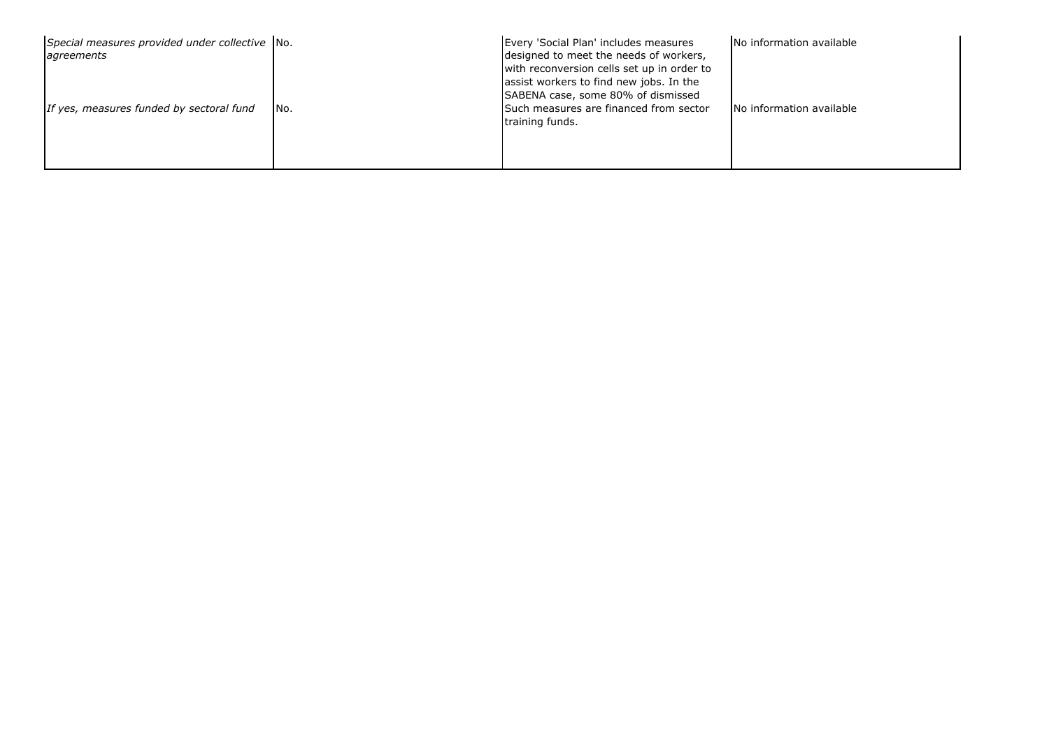| | | | |
|---|---|---|---|
| *Special measures provided under collective agreements* | No. | Every 'Social Plan' includes measures designed to meet the needs of workers, with reconversion cells set up in order to assist workers to find new jobs. In the SABENA case, some 80% of dismissed | No information available |
| *If yes, measures funded by sectoral fund* | No. | Such measures are financed from sector training funds. | No information available |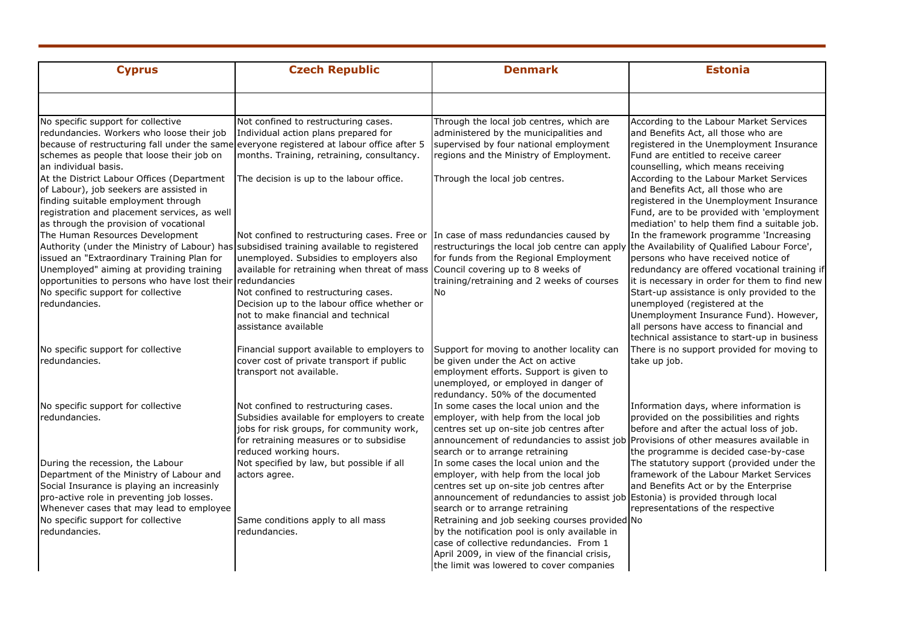| Cyprus | Czech Republic | Denmark | Estonia |
|---|---|---|---|
| | | | |
| No specific support for collective redundancies. Workers who loose their job because of restructuring fall under the same schemes as people that loose their job on an individual basis. | Not confined to restructuring cases. Individual action plans prepared for everyone registered at labour office after 5 months. Training, retraining, consultancy. | Through the local job centres, which are administered by the municipalities and supervised by four national employment regions and the Ministry of Employment. | According to the Labour Market Services and Benefits Act, all those who are registered in the Unemployment Insurance Fund are entitled to receive career counselling, which means receiving |
| At the District Labour Offices (Department of Labour), job seekers are assisted in finding suitable employment through registration and placement services, as well as through the provision of vocational | The decision is up to the labour office. | Through the local job centres. | According to the Labour Market Services and Benefits Act, all those who are registered in the Unemployment Insurance Fund, are to be provided with 'employment mediation' to help them find a suitable job. |
| The Human Resources Development Authority (under the Ministry of Labour) has issued an "Extraordinary Training Plan for Unemployed" aiming at providing training opportunities to persons who have lost their | Not confined to restructuring cases. Free or subsidised training available to registered unemployed. Subsidies to employers also available for retraining when threat of mass redundancies | In case of mass redundancies caused by restructurings the local job centre can apply for funds from the Regional Employment Council covering up to 8 weeks of training/retraining and 2 weeks of courses | In the framework programme 'Increasing the Availability of Qualified Labour Force', persons who have received notice of redundancy are offered vocational training if it is necessary in order for them to find new |
| No specific support for collective redundancies. | Not confined to restructuring cases. Decision up to the labour office whether or not to make financial and technical assistance available | No | Start-up assistance is only provided to the unemployed (registered at the Unemployment Insurance Fund). However, all persons have access to financial and technical assistance to start-up in business |
| No specific support for collective redundancies. | Financial support available to employers to cover cost of private transport if public transport not available. | Support for moving to another locality can be given under the Act on active employment efforts. Support is given to unemployed, or employed in danger of redundancy. 50% of the documented | There is no support provided for moving to take up job. |
| No specific support for collective redundancies. | Not confined to restructuring cases. Subsidies available for employers to create jobs for risk groups, for community work, for retraining measures or to subsidise reduced working hours. | In some cases the local union and the employer, with help from the local job centres set up on-site job centres after announcement of redundancies to assist job search or to arrange retraining | Information days, where information is provided on the possibilities and rights before and after the actual loss of job. Provisions of other measures available in the programme is decided case-by-case |
| During the recession, the Labour Department of the Ministry of Labour and Social Insurance is playing an increasingly pro-active role in preventing job losses. Whenever cases that may lead to employee | Not specified by law, but possible if all actors agree. | In some cases the local union and the employer, with help from the local job centres set up on-site job centres after announcement of redundancies to assist job search or to arrange retraining | The statutory support (provided under the framework of the Labour Market Services and Benefits Act or by the Enterprise Estonia) is provided through local representations of the respective |
| No specific support for collective redundancies. | Same conditions apply to all mass redundancies. | Retraining and job seeking courses provided by the notification pool is only available in case of collective redundancies. From 1 April 2009, in view of the financial crisis, the limit was lowered to cover companies | No |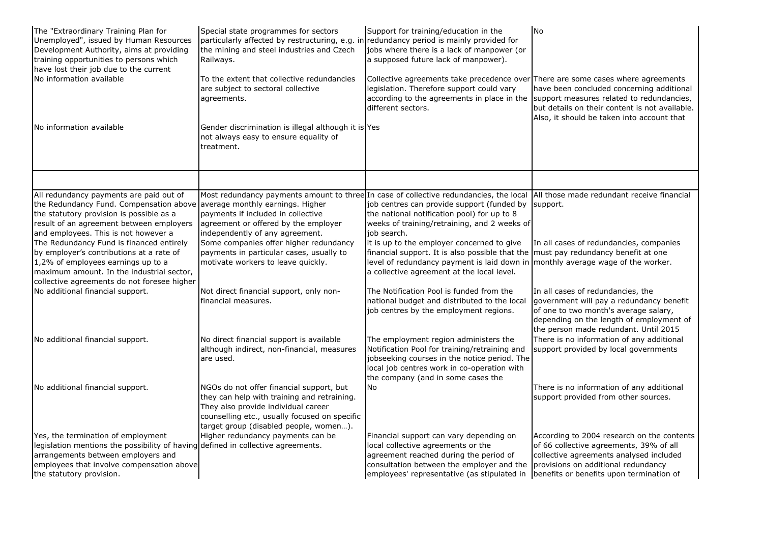| | | | |
|---|---|---|---|
| The "Extraordinary Training Plan for Unemployed", issued by Human Resources Development Authority, aims at providing training opportunities to persons which have lost their job due to the current | Special state programmes for sectors particularly affected by restructuring, e.g. in the mining and steel industries and Czech Railways. | Support for training/education in the redundancy period is mainly provided for jobs where there is a lack of manpower (or a supposed future lack of manpower). | No |
| No information available | To the extent that collective redundancies are subject to sectoral collective agreements. | Collective agreements take precedence over legislation. Therefore support could vary according to the agreements in place in the different sectors. | There are some cases where agreements have been concluded concerning additional support measures related to redundancies, but details on their content is not available. Also, it should be taken into account that |
| No information available | Gender discrimination is illegal although it is not always easy to ensure equality of treatment. | Yes | |
| | | | |
| All redundancy payments are paid out of the Redundancy Fund. Compensation above the statutory provision is possible as a result of an agreement between employers and employees. This is not however a | Most redundancy payments amount to three average monthly earnings. Higher payments if included in collective agreement or offered by the employer independently of any agreement. | In case of collective redundancies, the local job centres can provide support (funded by the national notification pool) for up to 8 weeks of training/retraining, and 2 weeks of job search. | All those made redundant receive financial support. |
| The Redundancy Fund is financed entirely by employer's contributions at a rate of 1,2% of employees earnings up to a maximum amount. In the industrial sector, collective agreements do not foresee higher | Some companies offer higher redundancy payments in particular cases, usually to motivate workers to leave quickly. | it is up to the employer concerned to give financial support. It is also possible that the level of redundancy payment is laid down in a collective agreement at the local level. | In all cases of redundancies, companies must pay redundancy benefit at one monthly average wage of the worker. |
| No additional financial support. | Not direct financial support, only non-financial measures. | The Notification Pool is funded from the national budget and distributed to the local job centres by the employment regions. | In all cases of redundancies, the government will pay a redundancy benefit of one to two month's average salary, depending on the length of employment of the person made redundant. Until 2015 |
| No additional financial support. | No direct financial support is available although indirect, non-financial, measures are used. | The employment region administers the Notification Pool for training/retraining and jobseeking courses in the notice period. The local job centres work in co-operation with the company (and in some cases the | There is no information of any additional support provided by local governments |
| No additional financial support. | NGOs do not offer financial support, but they can help with training and retraining. They also provide individual career counselling etc., usually focused on specific target group (disabled people, women…). | No | There is no information of any additional support provided from other sources. |
| Yes, the termination of employment legislation mentions the possibility of having arrangements between employers and employees that involve compensation above the statutory provision. | Higher redundancy payments can be defined in collective agreements. | Financial support can vary depending on local collective agreements or the agreement reached during the period of consultation between the employer and the employees' representative (as stipulated in | According to 2004 research on the contents of 66 collective agreements, 39% of all collective agreements analysed included provisions on additional redundancy benefits or benefits upon termination of |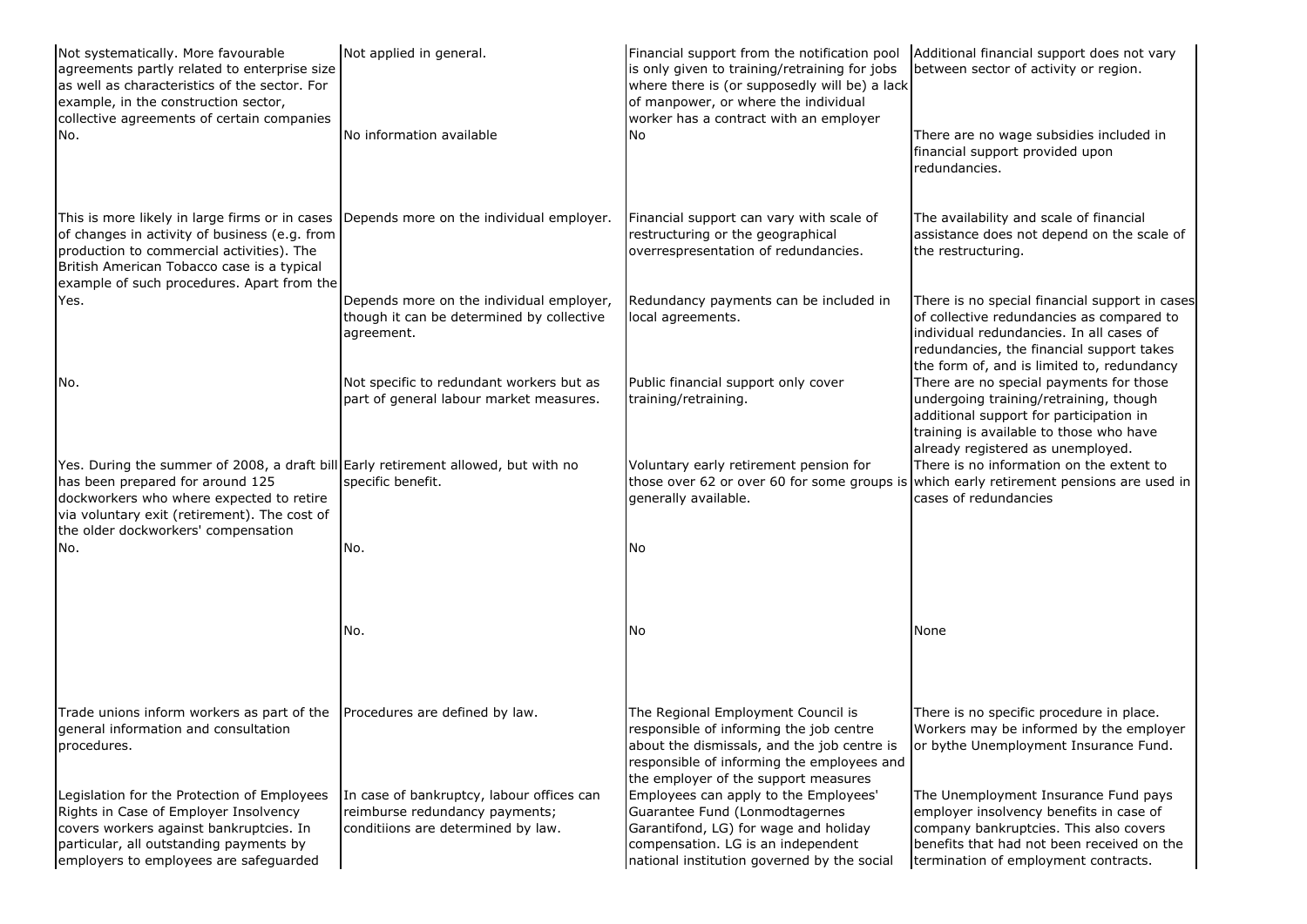| | | | |
|---|---|---|---|
| Not systematically. More favourable agreements partly related to enterprise size as well as characteristics of the sector. For example, in the construction sector, collective agreements of certain companies | Not applied in general. | Financial support from the notification pool is only given to training/retraining for jobs where there is (or supposedly will be) a lack of manpower, or where the individual worker has a contract with an employer | Additional financial support does not vary between sector of activity or region. |
| No. | No information available | No | There are no wage subsidies included in financial support provided upon redundancies. |
| This is more likely in large firms or in cases of changes in activity of business (e.g. from production to commercial activities). The British American Tobacco case is a typical example of such procedures. Apart from the | Depends more on the individual employer. | Financial support can vary with scale of restructuring or the geographical overrespresentation of redundancies. | The availability and scale of financial assistance does not depend on the scale of the restructuring. |
| Yes. | Depends more on the individual employer, though it can be determined by collective agreement. | Redundancy payments can be included in local agreements. | There is no special financial support in cases of collective redundancies as compared to individual redundancies. In all cases of redundancies, the financial support takes the form of, and is limited to, redundancy |
| No. | Not specific to redundant workers but as part of general labour market measures. | Public financial support only cover training/retraining. | There are no special payments for those undergoing training/retraining, though additional support for participation in training is available to those who have already registered as unemployed. |
| Yes. During the summer of 2008, a draft bill has been prepared for around 125 dockworkers who where expected to retire via voluntary exit (retirement). The cost of the older dockworkers' compensation | Early retirement allowed, but with no specific benefit. | Voluntary early retirement pension for those over 62 or over 60 for some groups is generally available. | There is no information on the extent to which early retirement pensions are used in cases of redundancies |
| No. | No. | No | |
| | No. | No | None |
| Trade unions inform workers as part of the general information and consultation procedures. | Procedures are defined by law. | The Regional Employment Council is responsible of informing the job centre about the dismissals, and the job centre is responsible of informing the employees and the employer of the support measures | There is no specific procedure in place. Workers may be informed by the employer or bythe Unemployment Insurance Fund. |
| Legislation for the Protection of Employees Rights in Case of Employer Insolvency covers workers against bankruptcies. In particular, all outstanding payments by employers to employees are safeguarded | In case of bankruptcy, labour offices can reimburse redundancy payments; conditiions are determined by law. | Employees can apply to the Employees' Guarantee Fund (Lonmodtagernes Garantifond, LG) for wage and holiday compensation. LG is an independent national institution governed by the social | The Unemployment Insurance Fund pays employer insolvency benefits in case of company bankruptcies. This also covers benefits that had not been received on the termination of employment contracts. |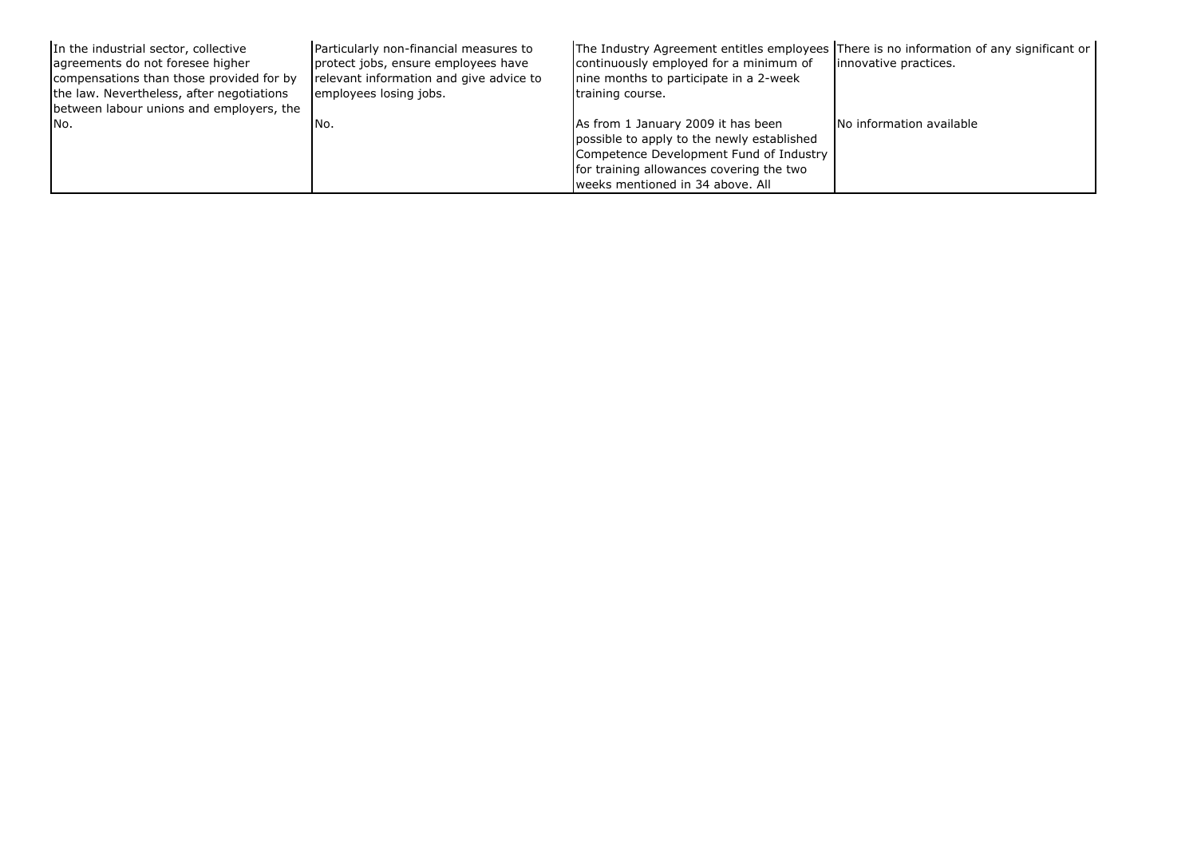| | | | |
|---|---|---|---|
| In the industrial sector, collective agreements do not foresee higher compensations than those provided for by the law. Nevertheless, after negotiations between labour unions and employers, the | Particularly non-financial measures to protect jobs, ensure employees have relevant information and give advice to employees losing jobs. | The Industry Agreement entitles employees continuously employed for a minimum of nine months to participate in a 2-week training course. | There is no information of any significant or innovative practices. |
| No. | No. | As from 1 January 2009 it has been possible to apply to the newly established Competence Development Fund of Industry for training allowances covering the two weeks mentioned in 34 above. All | No information available |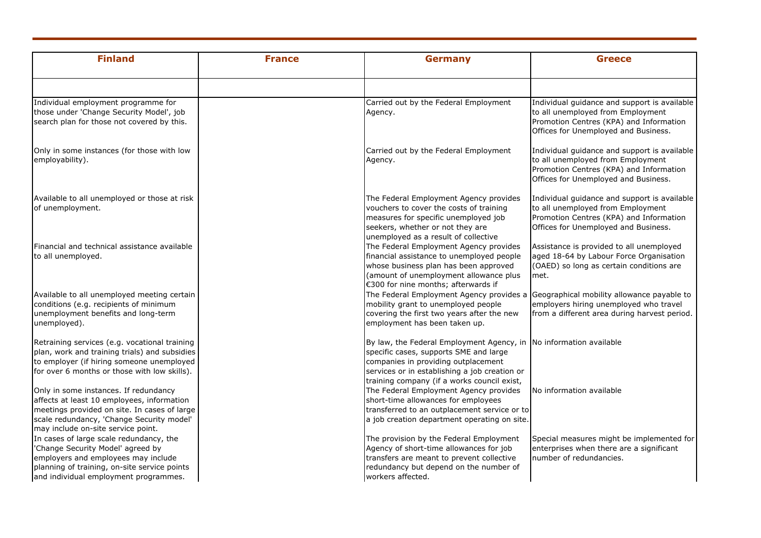| Finland | France | Germany | Greece |
|---|---|---|---|
| | | | |
| Individual employment programme for those under 'Change Security Model', job search plan for those not covered by this. | | Carried out by the Federal Employment Agency. | Individual guidance and support is available to all unemployed from Employment Promotion Centres (KPA) and Information Offices for Unemployed and Business. |
| Only in some instances (for those with low employability). | | Carried out by the Federal Employment Agency. | Individual guidance and support is available to all unemployed from Employment Promotion Centres (KPA) and Information Offices for Unemployed and Business. |
| Available to all unemployed or those at risk of unemployment. | | The Federal Employment Agency provides vouchers to cover the costs of training measures for specific unemployed job seekers, whether or not they are unemployed as a result of collective | Individual guidance and support is available to all unemployed from Employment Promotion Centres (KPA) and Information Offices for Unemployed and Business. |
| Financial and technical assistance available to all unemployed. | | The Federal Employment Agency provides financial assistance to unemployed people whose business plan has been approved (amount of unemployment allowance plus €300 for nine months; afterwards if | Assistance is provided to all unemployed aged 18-64 by Labour Force Organisation (OAED) so long as certain conditions are met. |
| Available to all unemployed meeting certain conditions (e.g. recipients of minimum unemployment benefits and long-term unemployed). | | The Federal Employment Agency provides a mobility grant to unemployed people covering the first two years after the new employment has been taken up. | Geographical mobility allowance payable to employers hiring unemployed who travel from a different area during harvest period. |
| Retraining services (e.g. vocational training plan, work and training trials) and subsidies to employer (if hiring someone unemployed for over 6 months or those with low skills). | | By law, the Federal Employment Agency, in specific cases, supports SME and large companies in providing outplacement services or in establishing a job creation or training company (if a works council exist, | No information available |
| Only in some instances. If redundancy affects at least 10 employees, information meetings provided on site. In cases of large scale redundancy, 'Change Security model' may include on-site service point. | | The Federal Employment Agency provides short-time allowances for employees transferred to an outplacement service or to a job creation department operating on site. | No information available |
| In cases of large scale redundancy, the 'Change Security Model' agreed by employers and employees may include planning of training, on-site service points and individual employment programmes. | | The provision by the Federal Employment Agency of short-time allowances for job transfers are meant to prevent collective redundancy but depend on the number of workers affected. | Special measures might be implemented for enterprises when there are a significant number of redundancies. |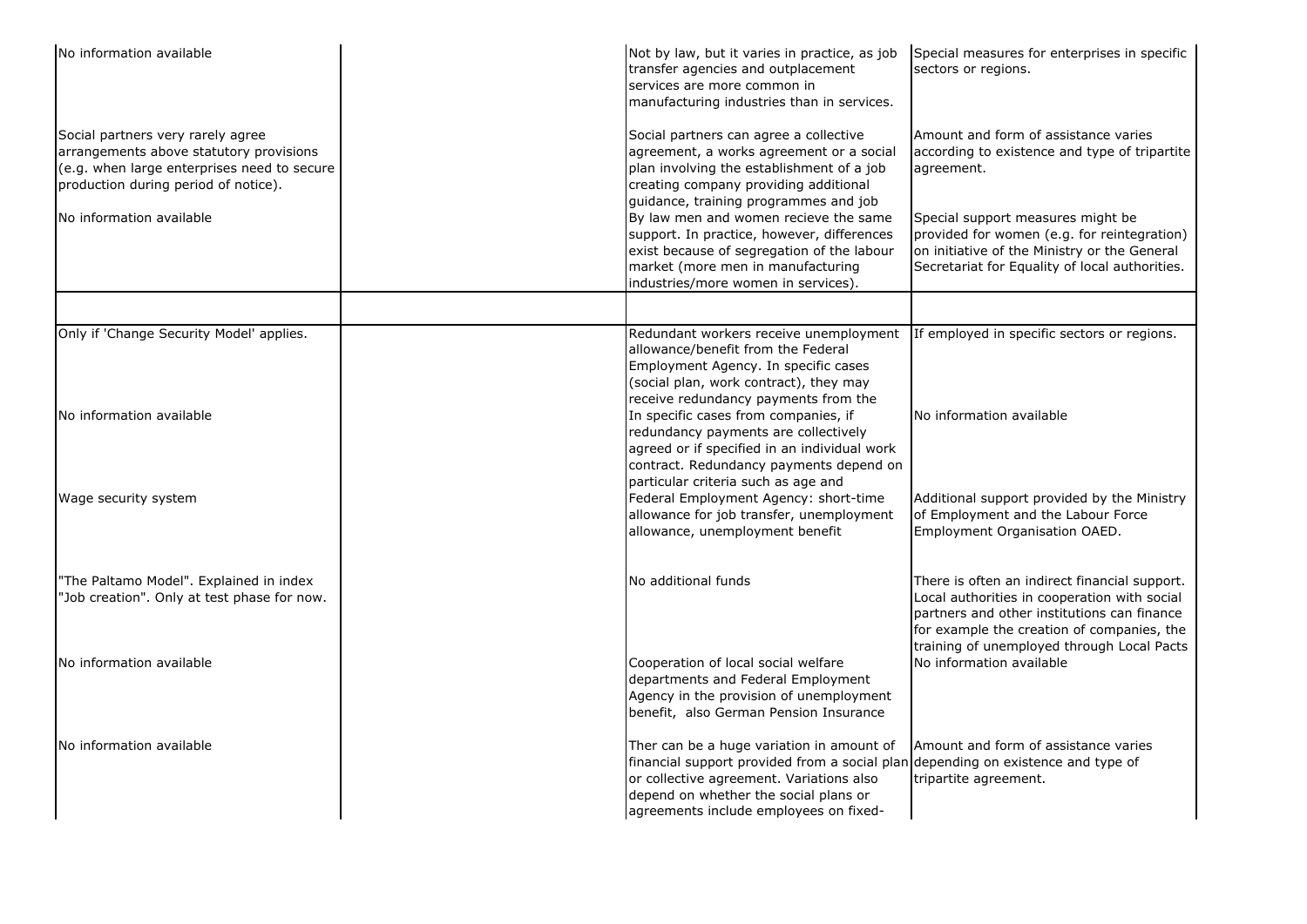| | | | |
|---|---|---|---|
| No information available | | Not by law, but it varies in practice, as job transfer agencies and outplacement services are more common in manufacturing industries than in services. | Special measures for enterprises in specific sectors or regions. |
| Social partners very rarely agree arrangements above statutory provisions (e.g. when large enterprises need to secure production during period of notice). | | Social partners can agree a collective agreement, a works agreement or a social plan involving the establishment of a job creating company providing additional guidance, training programmes and job | Amount and form of assistance varies according to existence and type of tripartite agreement. |
| No information available | | By law men and women recieve the same support. In practice, however, differences exist because of segregation of the labour market (more men in manufacturing industries/more women in services). | Special support measures might be provided for women (e.g. for reintegration) on initiative of the Ministry or the General Secretariat for Equality of local authorities. |
| | | | |
| Only if 'Change Security Model' applies. | | Redundant workers receive unemployment allowance/benefit from the Federal Employment Agency. In specific cases (social plan, work contract), they may receive redundancy payments from the | If employed in specific sectors or regions. |
| No information available | | In specific cases from companies, if redundancy payments are collectively agreed or if specified in an individual work contract. Redundancy payments depend on particular criteria such as age and | No information available |
| Wage security system | | Federal Employment Agency: short-time allowance for job transfer, unemployment allowance, unemployment benefit | Additional support provided by the Ministry of Employment and the Labour Force Employment Organisation OAED. |
| "The Paltamo Model". Explained in index "Job creation". Only at test phase for now. | | No additional funds | There is often an indirect financial support. Local authorities in cooperation with social partners and other institutions can finance for example the creation of companies, the training of unemployed through Local Pacts |
| No information available | | Cooperation of local social welfare departments and Federal Employment Agency in the provision of unemployment benefit, also German Pension Insurance | No information available |
| No information available | | Ther can be a huge variation in amount of financial support provided from a social plan or collective agreement. Variations also depend on whether the social plans or agreements include employees on fixed- | Amount and form of assistance varies depending on existence and type of tripartite agreement. |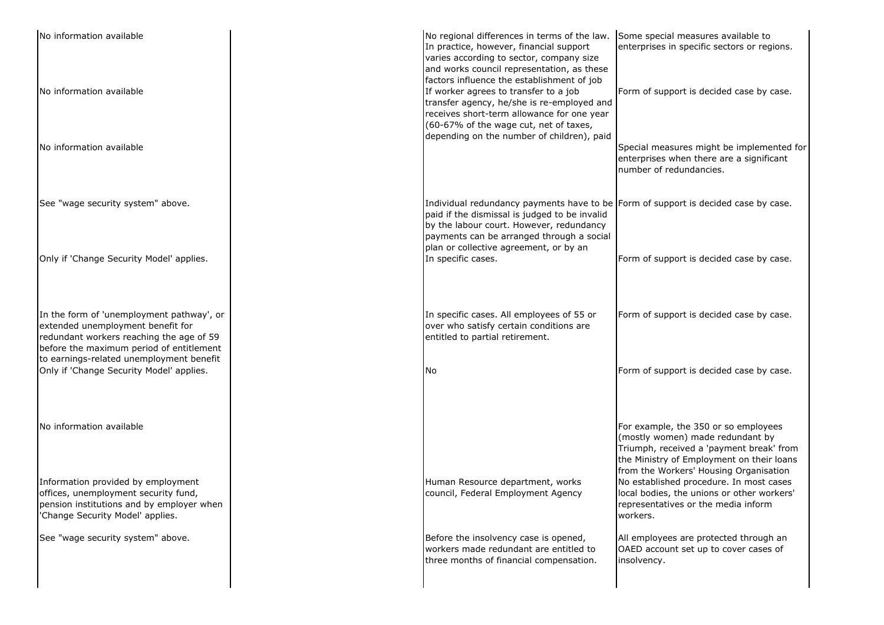| | | | |
|---|---|---|---|
| No information available | | No regional differences in terms of the law. In practice, however, financial support varies according to sector, company size and works council representation, as these factors influence the establishment of job | Some special measures available to enterprises in specific sectors or regions. |
| No information available | | If worker agrees to transfer to a job transfer agency, he/she is re-employed and receives short-term allowance for one year (60-67% of the wage cut, net of taxes, depending on the number of children), paid | Form of support is decided case by case. |
| No information available | | | Special measures might be implemented for enterprises when there are a significant number of redundancies. |
| See "wage security system" above. | | Individual redundancy payments have to be paid if the dismissal is judged to be invalid by the labour court. However, redundancy payments can be arranged through a social plan or collective agreement, or by an | Form of support is decided case by case. |
| Only if 'Change Security Model' applies. | | In specific cases. | Form of support is decided case by case. |
| In the form of 'unemployment pathway', or extended unemployment benefit for redundant workers reaching the age of 59 before the maximum period of entitlement to earnings-related unemployment benefit | | In specific cases. All employees of 55 or over who satisfy certain conditions are entitled to partial retirement. | Form of support is decided case by case. |
| Only if 'Change Security Model' applies. | | No | Form of support is decided case by case. |
| No information available | | | For example, the 350 or so employees (mostly women) made redundant by Triumph, received a 'payment break' from the Ministry of Employment on their loans from the Workers' Housing Organisation |
| Information provided by employment offices, unemployment security fund, pension institutions and by employer when 'Change Security Model' applies. | | Human Resource department, works council, Federal Employment Agency | No established procedure. In most cases local bodies, the unions or other workers' representatives or the media inform workers. |
| See "wage security system" above. | | Before the insolvency case is opened, workers made redundant are entitled to three months of financial compensation. | All employees are protected through an OAED account set up to cover cases of insolvency. |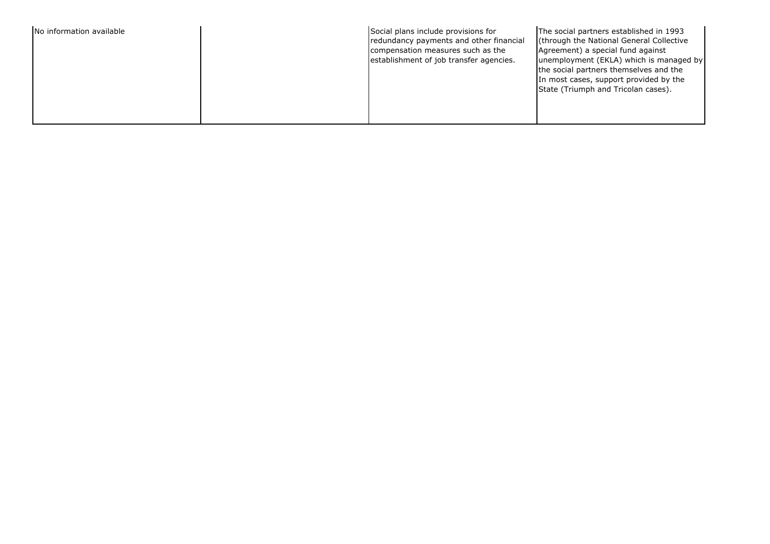| | | | |
|---|---|---|---|
| No information available | | Social plans include provisions for redundancy payments and other financial compensation measures such as the establishment of job transfer agencies. | The social partners established in 1993 (through the National General Collective Agreement) a special fund against unemployment (EKLA) which is managed by the social partners themselves and the In most cases, support provided by the State (Triumph and Tricolan cases). |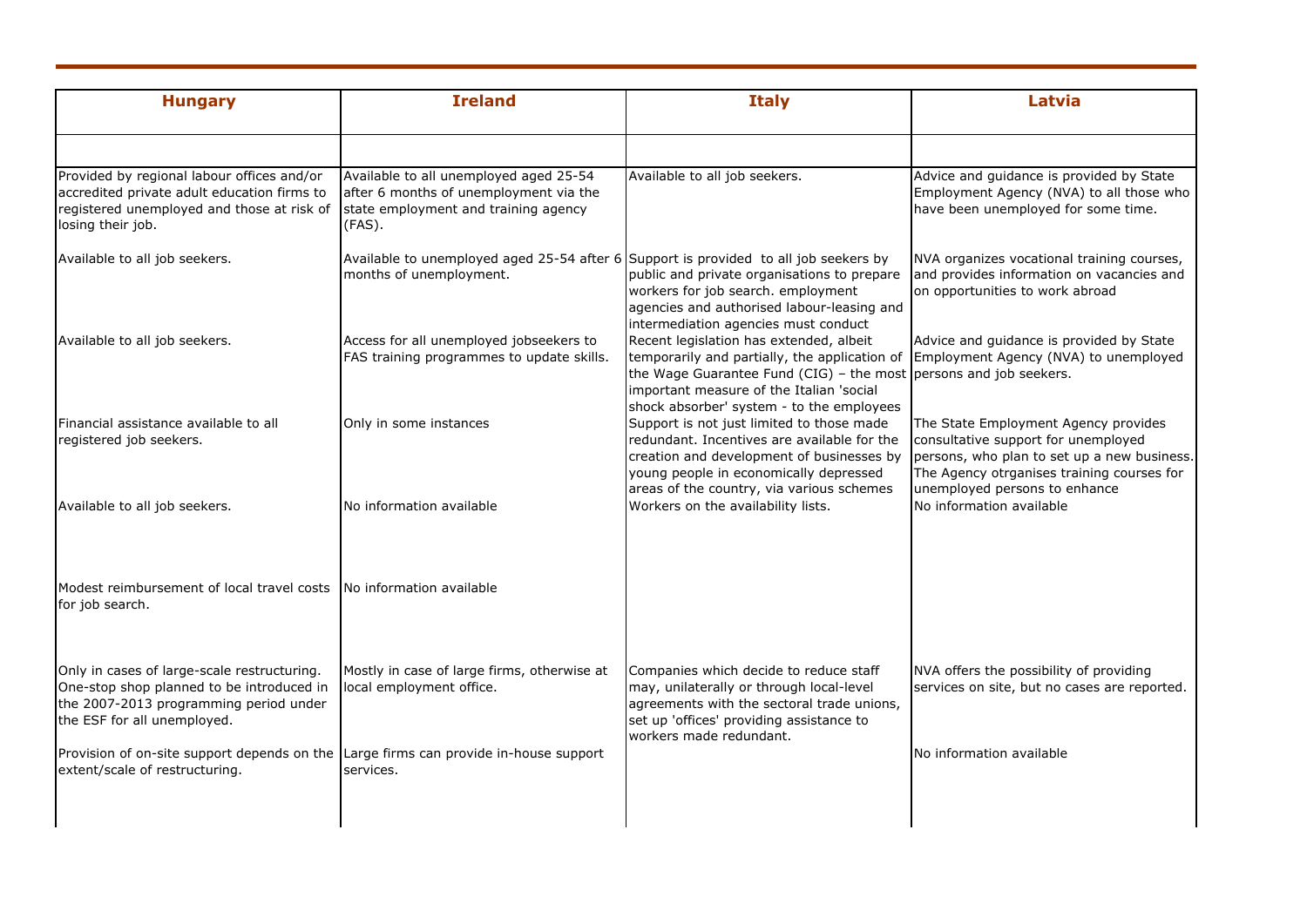| Hungary | Ireland | Italy | Latvia |
|---|---|---|---|
| | | | |
| Provided by regional labour offices and/or accredited private adult education firms to registered unemployed and those at risk of losing their job. | Available to all unemployed aged 25-54 after 6 months of unemployment via the state employment and training agency (FAS). | Available to all job seekers. | Advice and guidance is provided by State Employment Agency (NVA) to all those who have been unemployed for some time. |
| Available to all job seekers. | Available to unemployed aged 25-54 after 6 months of unemployment. | Support is provided to all job seekers by public and private organisations to prepare workers for job search. employment agencies and authorised labour-leasing and intermediation agencies must conduct | NVA organizes vocational training courses, and provides information on vacancies and on opportunities to work abroad |
| Available to all job seekers. | Access for all unemployed jobseekers to FAS training programmes to update skills. | Recent legislation has extended, albeit temporarily and partially, the application of the Wage Guarantee Fund (CIG) – the most important measure of the Italian 'social shock absorber' system - to the employees | Advice and guidance is provided by State Employment Agency (NVA) to unemployed persons and job seekers. |
| Financial assistance available to all registered job seekers. | Only in some instances | Support is not just limited to those made redundant. Incentives are available for the creation and development of businesses by young people in economically depressed areas of the country, via various schemes | The State Employment Agency provides consultative support for unemployed persons, who plan to set up a new business. The Agency otrganises training courses for unemployed persons to enhance |
| Available to all job seekers. | No information available | Workers on the availability lists. | No information available |
| Modest reimbursement of local travel costs for job search. | No information available | | |
| Only in cases of large-scale restructuring. One-stop shop planned to be introduced in the 2007-2013 programming period under the ESF for all unemployed. | Mostly in case of large firms, otherwise at local employment office. | Companies which decide to reduce staff may, unilaterally or through local-level agreements with the sectoral trade unions, set up 'offices' providing assistance to workers made redundant. | NVA offers the possibility of providing services on site, but no cases are reported. |
| Provision of on-site support depends on the extent/scale of restructuring. | Large firms can provide in-house support services. | | No information available |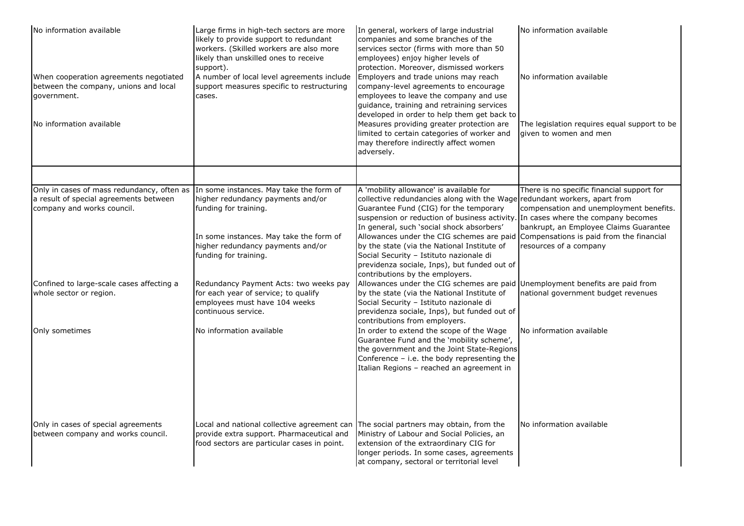| | | | |
|---|---|---|---|
| No information available | Large firms in high-tech sectors are more likely to provide support to redundant workers. (Skilled workers are also more likely than unskilled ones to receive support). | In general, workers of large industrial companies and some branches of the services sector (firms with more than 50 employees) enjoy higher levels of protection. Moreover, dismissed workers | No information available |
| When cooperation agreements negotiated between the company, unions and local government. | A number of local level agreements include support measures specific to restructuring cases. | Employers and trade unions may reach company-level agreements to encourage employees to leave the company and use guidance, training and retraining services developed in order to help them get back to | No information available |
| No information available | | Measures providing greater protection are limited to certain categories of worker and may therefore indirectly affect women adversely. | The legislation requires equal support to be given to women and men |
| | | | |
| Only in cases of mass redundancy, often as a result of special agreements between company and works council. | In some instances. May take the form of higher redundancy payments and/or funding for training. | A 'mobility allowance' is available for collective redundancies along with the Wage Guarantee Fund (CIG) for the temporary suspension or reduction of business activity. In general, such 'social shock absorbers' | There is no specific financial support for redundant workers, apart from compensation and unemployment benefits. In cases where the company becomes bankrupt, an Employee Claims Guarantee |
| | In some instances. May take the form of higher redundancy payments and/or funding for training. | Allowances under the CIG schemes are paid by the state (via the National Institute of Social Security – Istituto nazionale di previdenza sociale, Inps), but funded out of contributions by the employers. | Compensations is paid from the financial resources of a company |
| Confined to large-scale cases affecting a whole sector or region. | Redundancy Payment Acts: two weeks pay for each year of service; to qualify employees must have 104 weeks continuous service. | Allowances under the CIG schemes are paid by the state (via the National Institute of Social Security – Istituto nazionale di previdenza sociale, Inps), but funded out of contributions from employers. | Unemployment benefits are paid from national government budget revenues |
| Only sometimes | No information available | In order to extend the scope of the Wage Guarantee Fund and the 'mobility scheme', the government and the Joint State-Regions Conference – i.e. the body representing the Italian Regions – reached an agreement in | No information available |
| Only in cases of special agreements between company and works council. | Local and national collective agreement can provide extra support. Pharmaceutical and food sectors are particular cases in point. | The social partners may obtain, from the Ministry of Labour and Social Policies, an extension of the extraordinary CIG for longer periods. In some cases, agreements at company, sectoral or territorial level | No information available |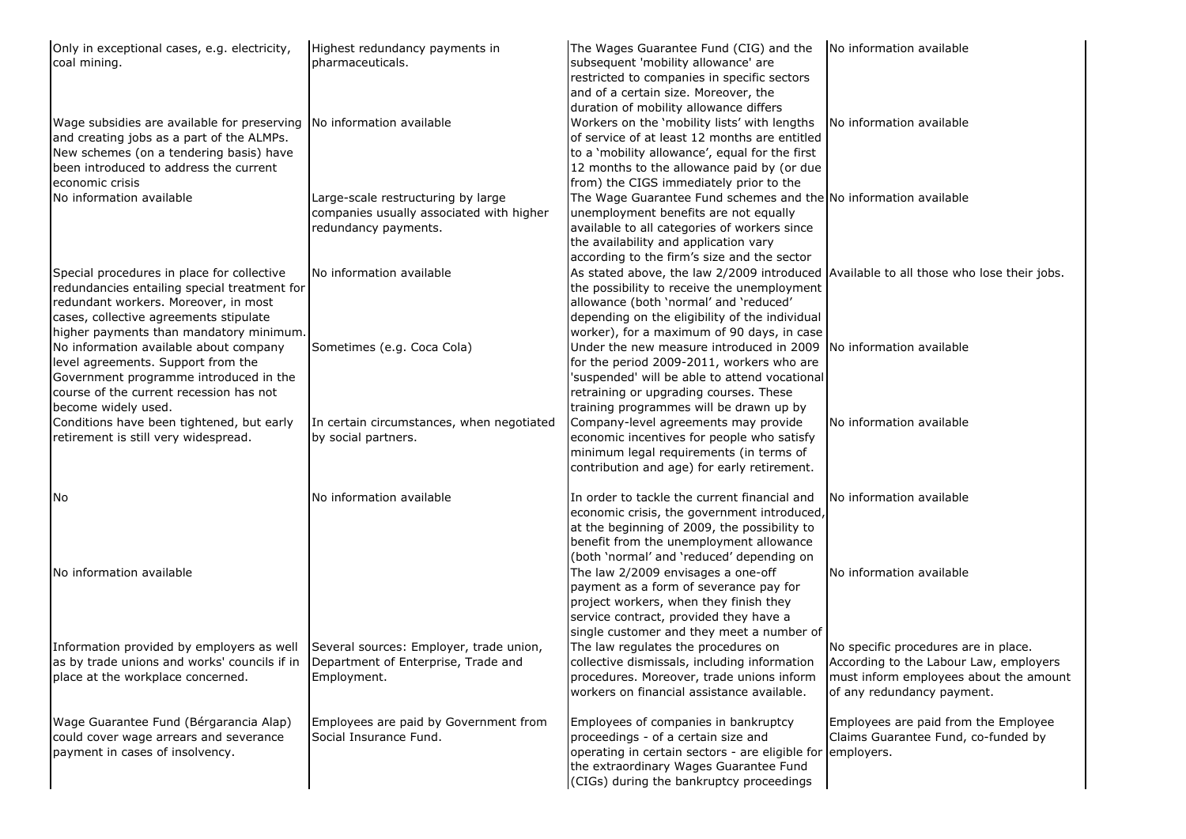| | | | |
|---|---|---|---|
| Only in exceptional cases, e.g. electricity, coal mining. | Highest redundancy payments in pharmaceuticals. | The Wages Guarantee Fund (CIG) and the subsequent 'mobility allowance' are restricted to companies in specific sectors and of a certain size. Moreover, the duration of mobility allowance differs | No information available |
| Wage subsidies are available for preserving and creating jobs as a part of the ALMPs. New schemes (on a tendering basis) have been introduced to address the current economic crisis | No information available | Workers on the 'mobility lists' with lengths of service of at least 12 months are entitled to a 'mobility allowance', equal for the first 12 months to the allowance paid by (or due from) the CIGS immediately prior to the | No information available |
| No information available | Large-scale restructuring by large companies usually associated with higher redundancy payments. | The Wage Guarantee Fund schemes and the unemployment benefits are not equally available to all categories of workers since the availability and application vary according to the firm's size and the sector | No information available |
| Special procedures in place for collective redundancies entailing special treatment for redundant workers. Moreover, in most cases, collective agreements stipulate higher payments than mandatory minimum. | No information available | As stated above, the law 2/2009 introduced the possibility to receive the unemployment allowance (both 'normal' and 'reduced' depending on the eligibility of the individual worker), for a maximum of 90 days, in case | Available to all those who lose their jobs. |
| No information available about company level agreements. Support from the Government programme introduced in the course of the current recession has not become widely used. | Sometimes (e.g. Coca Cola) | Under the new measure introduced in 2009 for the period 2009-2011, workers who are 'suspended' will be able to attend vocational retraining or upgrading courses. These training programmes will be drawn up by | No information available |
| Conditions have been tightened, but early retirement is still very widespread. | In certain circumstances, when negotiated by social partners. | Company-level agreements may provide economic incentives for people who satisfy minimum legal requirements (in terms of contribution and age) for early retirement. | No information available |
| No | No information available | In order to tackle the current financial and economic crisis, the government introduced, at the beginning of 2009, the possibility to benefit from the unemployment allowance (both 'normal' and 'reduced' depending on | No information available |
| No information available | | The law 2/2009 envisages a one-off payment as a form of severance pay for project workers, when they finish they service contract, provided they have a single customer and they meet a number of | No information available |
| Information provided by employers as well as by trade unions and works' councils if in place at the workplace concerned. | Several sources: Employer, trade union, Department of Enterprise, Trade and Employment. | The law regulates the procedures on collective dismissals, including information procedures. Moreover, trade unions inform workers on financial assistance available. | No specific procedures are in place. According to the Labour Law, employers must inform employees about the amount of any redundancy payment. |
| Wage Guarantee Fund (Bérgarancia Alap) could cover wage arrears and severance payment in cases of insolvency. | Employees are paid by Government from Social Insurance Fund. | Employees of companies in bankruptcy proceedings - of a certain size and operating in certain sectors - are eligible for the extraordinary Wages Guarantee Fund (CIGs) during the bankruptcy proceedings | Employees are paid from the Employee Claims Guarantee Fund, co-funded by employers. |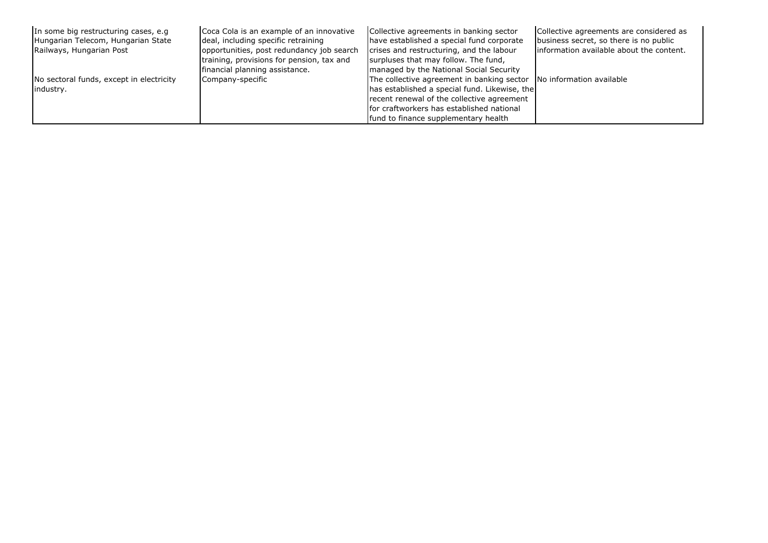| | | | |
|---|---|---|---|
| In some big restructuring cases, e.g Hungarian Telecom, Hungarian State Railways, Hungarian Post | Coca Cola is an example of an innovative deal, including specific retraining opportunities, post redundancy job search training, provisions for pension, tax and financial planning assistance. | Collective agreements in banking sector have established a special fund corporate crises and restructuring, and the labour surpluses that may follow. The fund, managed by the National Social Security | Collective agreements are considered as business secret, so there is no public information available about the content. |
| No sectoral funds, except in electricity industry. | Company-specific | The collective agreement in banking sector has established a special fund. Likewise, the recent renewal of the collective agreement for craftworkers has established national fund to finance supplementary health | No information available |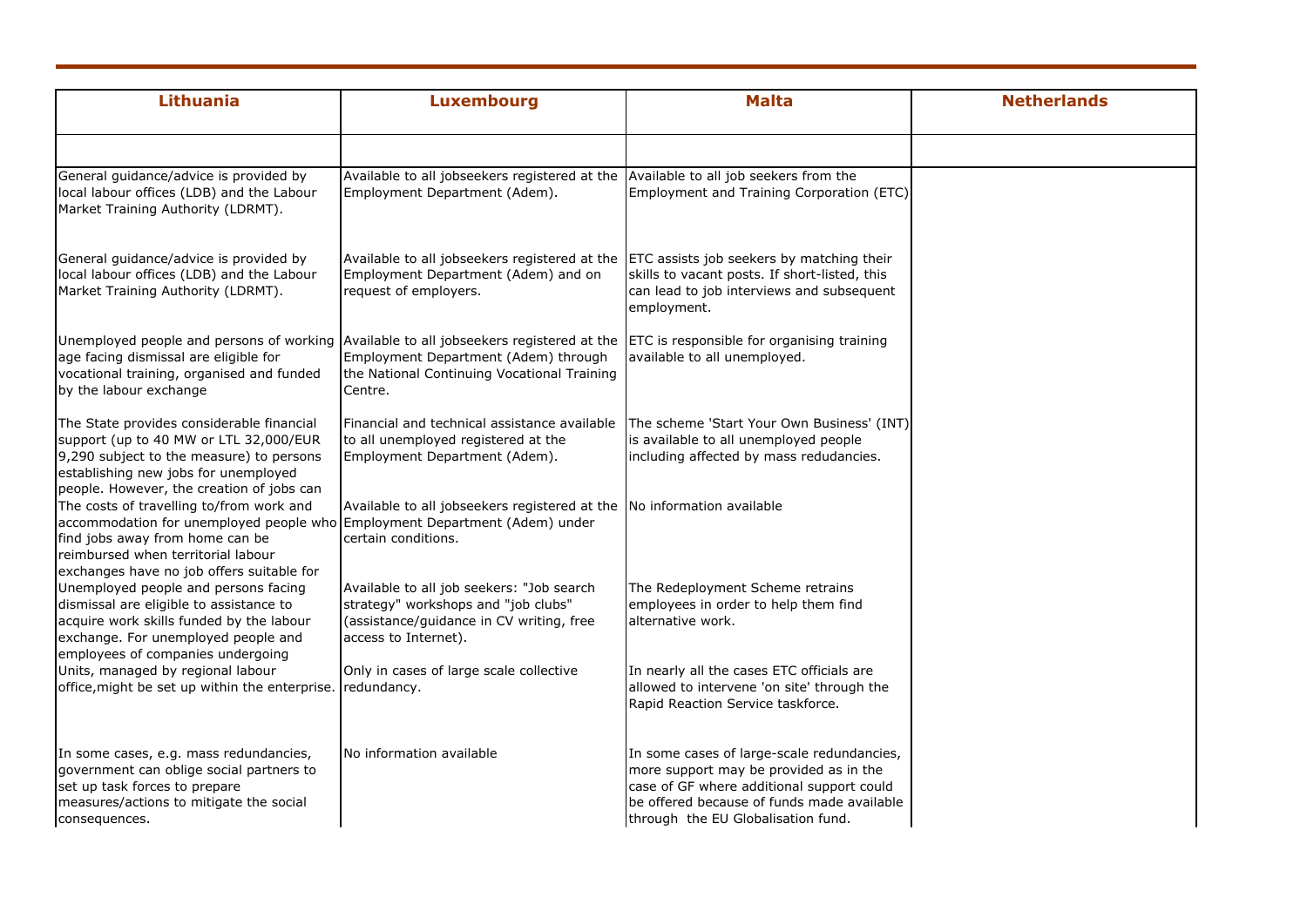| Lithuania | Luxembourg | Malta | Netherlands |
|---|---|---|---|
| | | | |
| General guidance/advice is provided by local labour offices (LDB) and the Labour Market Training Authority (LDRMT). | Available to all jobseekers registered at the Employment Department (Adem). | Available to all job seekers from the Employment and Training Corporation (ETC) | |
| General guidance/advice is provided by local labour offices (LDB) and the Labour Market Training Authority (LDRMT). | Available to all jobseekers registered at the Employment Department (Adem) and on request of employers. | ETC assists job seekers by matching their skills to vacant posts. If short-listed, this can lead to job interviews and subsequent employment. | |
| Unemployed people and persons of working age facing dismissal are eligible for vocational training, organised and funded by the labour exchange | Available to all jobseekers registered at the Employment Department (Adem) through the National Continuing Vocational Training Centre. | ETC is responsible for organising training available to all unemployed. | |
| The State provides considerable financial support (up to 40 MW or LTL 32,000/EUR 9,290 subject to the measure) to persons establishing new jobs for unemployed people. However, the creation of jobs can | Financial and technical assistance available to all unemployed registered at the Employment Department (Adem). | The scheme 'Start Your Own Business' (INT) is available to all unemployed people including affected by mass redudancies. | |
| The costs of travelling to/from work and accommodation for unemployed people who find jobs away from home can be reimbursed when territorial labour exchanges have no job offers suitable for | Available to all jobseekers registered at the Employment Department (Adem) under certain conditions. | No information available | |
| Unemployed people and persons facing dismissal are eligible to assistance to acquire work skills funded by the labour exchange. For unemployed people and employees of companies undergoing | Available to all job seekers: "Job search strategy" workshops and "job clubs" (assistance/guidance in CV writing, free access to Internet). | The Redeployment Scheme retrains employees in order to help them find alternative work. | |
| Units, managed by regional labour office,might be set up within the enterprise. | Only in cases of large scale collective redundancy. | In nearly all the cases ETC officials are allowed to intervene 'on site' through the Rapid Reaction Service taskforce. | |
| In some cases, e.g. mass redundancies, government can oblige social partners to set up task forces to prepare measures/actions to mitigate the social consequences. | No information available | In some cases of large-scale redundancies, more support may be provided as in the case of GF where additional support could be offered because of funds made available through the EU Globalisation fund. | |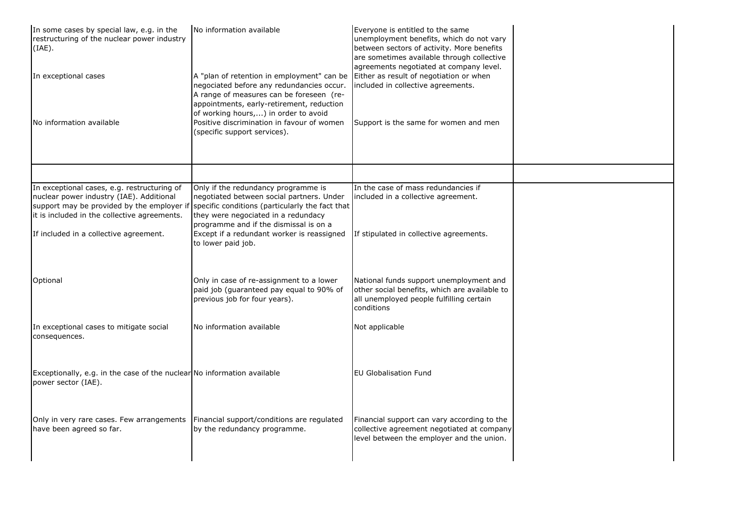| | | | |
|---|---|---|---|
| In some cases by special law, e.g. in the restructuring of the nuclear power industry (IAE). | No information available | Everyone is entitled to the same unemployment benefits, which do not vary between sectors of activity. More benefits are sometimes available through collective agreements negotiated at company level. | |
| In exceptional cases | A "plan of retention in employment" can be negociated before any redundancies occur. A range of measures can be foreseen (re-appointments, early-retirement, reduction of working hours,...) in order to avoid | Either as result of negotiation or when included in collective agreements. | |
| No information available | Positive discrimination in favour of women (specific support services). | Support is the same for women and men | |
| | | | |
| In exceptional cases, e.g. restructuring of nuclear power industry (IAE). Additional support may be provided by the employer if it is included in the collective agreements. | Only if the redundancy programme is negotiated between social partners. Under specific conditions (particularly the fact that they were negociated in a redundacy programme and if the dismissal is on a | In the case of mass redundancies if included in a collective agreement. | |
| If included in a collective agreement. | Except if a redundant worker is reassigned to lower paid job. | If stipulated in collective agreements. | |
| Optional | Only in case of re-assignment to a lower paid job (guaranteed pay equal to 90% of previous job for four years). | National funds support unemployment and other social benefits, which are available to all unemployed people fulfilling certain conditions | |
| In exceptional cases to mitigate social consequences. | No information available | Not applicable | |
| Exceptionally, e.g. in the case of the nuclear power sector (IAE). | No information available | EU Globalisation Fund | |
| Only in very rare cases. Few arrangements have been agreed so far. | Financial support/conditions are regulated by the redundancy programme. | Financial support can vary according to the collective agreement negotiated at company level between the employer and the union. | |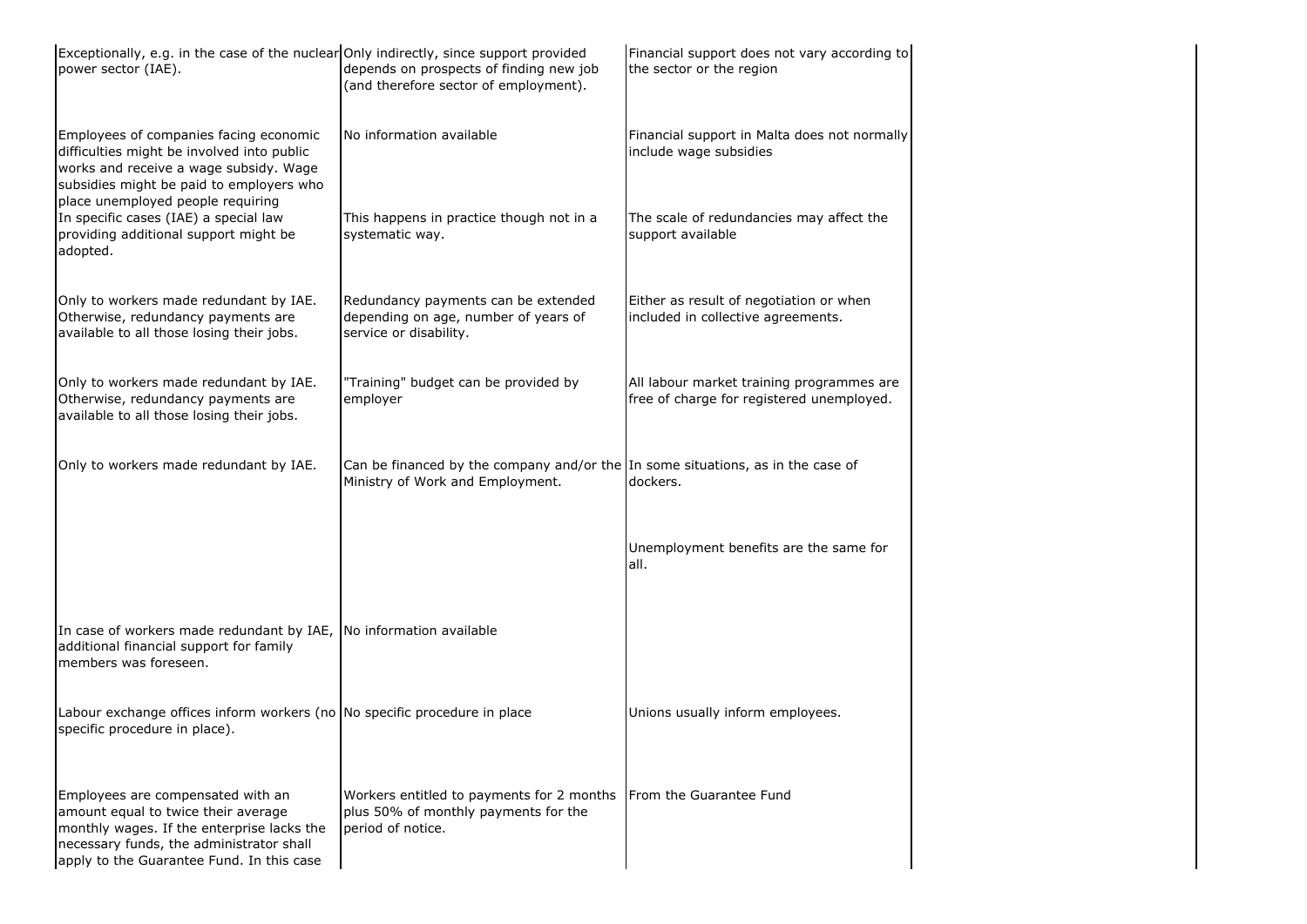| | | | |
|---|---|---|---|
| Exceptionally, e.g. in the case of the nuclear power sector (IAE). | Only indirectly, since support provided depends on prospects of finding new job (and therefore sector of employment). | Financial support does not vary according to the sector or the region | |
| Employees of companies facing economic difficulties might be involved into public works and receive a wage subsidy. Wage subsidies might be paid to employers who place unemployed people requiring | No information available | Financial support in Malta does not normally include wage subsidies | |
| In specific cases (IAE) a special law providing additional support might be adopted. | This happens in practice though not in a systematic way. | The scale of redundancies may affect the support available | |
| Only to workers made redundant by IAE. Otherwise, redundancy payments are available to all those losing their jobs. | Redundancy payments can be extended depending on age, number of years of service or disability. | Either as result of negotiation or when included in collective agreements. | |
| Only to workers made redundant by IAE. Otherwise, redundancy payments are available to all those losing their jobs. | "Training" budget can be provided by employer | All labour market training programmes are free of charge for registered unemployed. | |
| Only to workers made redundant by IAE. | Can be financed by the company and/or the Ministry of Work and Employment. | In some situations, as in the case of dockers. | |
| | | Unemployment benefits are the same for all. | |
| In case of workers made redundant by IAE, additional financial support for family members was foreseen. | No information available | | |
| Labour exchange offices inform workers (no specific procedure in place). | No specific procedure in place | Unions usually inform employees. | |
| Employees are compensated with an amount equal to twice their average monthly wages. If the enterprise lacks the necessary funds, the administrator shall apply to the Guarantee Fund. In this case | Workers entitled to payments for 2 months plus 50% of monthly payments for the period of notice. | From the Guarantee Fund | |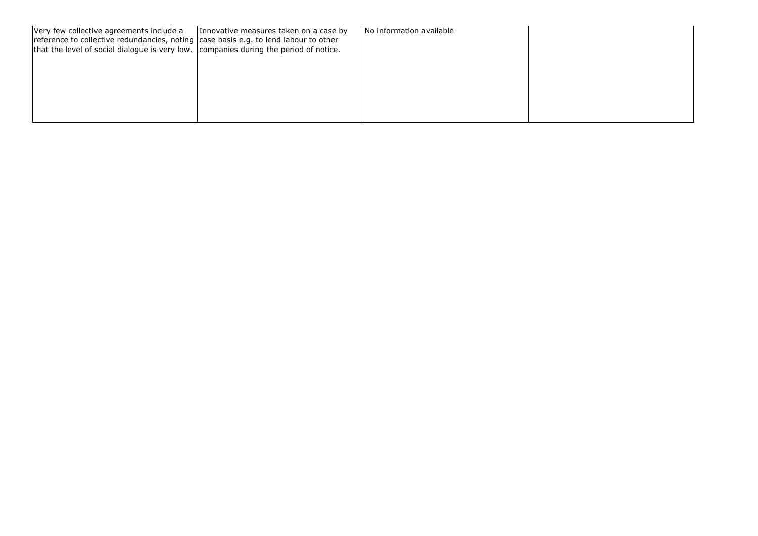| | | | |
|---|---|---|---|
| Very few collective agreements include a reference to collective redundancies, noting that the level of social dialogue is very low. | Innovative measures taken on a case by case basis e.g. to lend labour to other companies during the period of notice. | No information available | |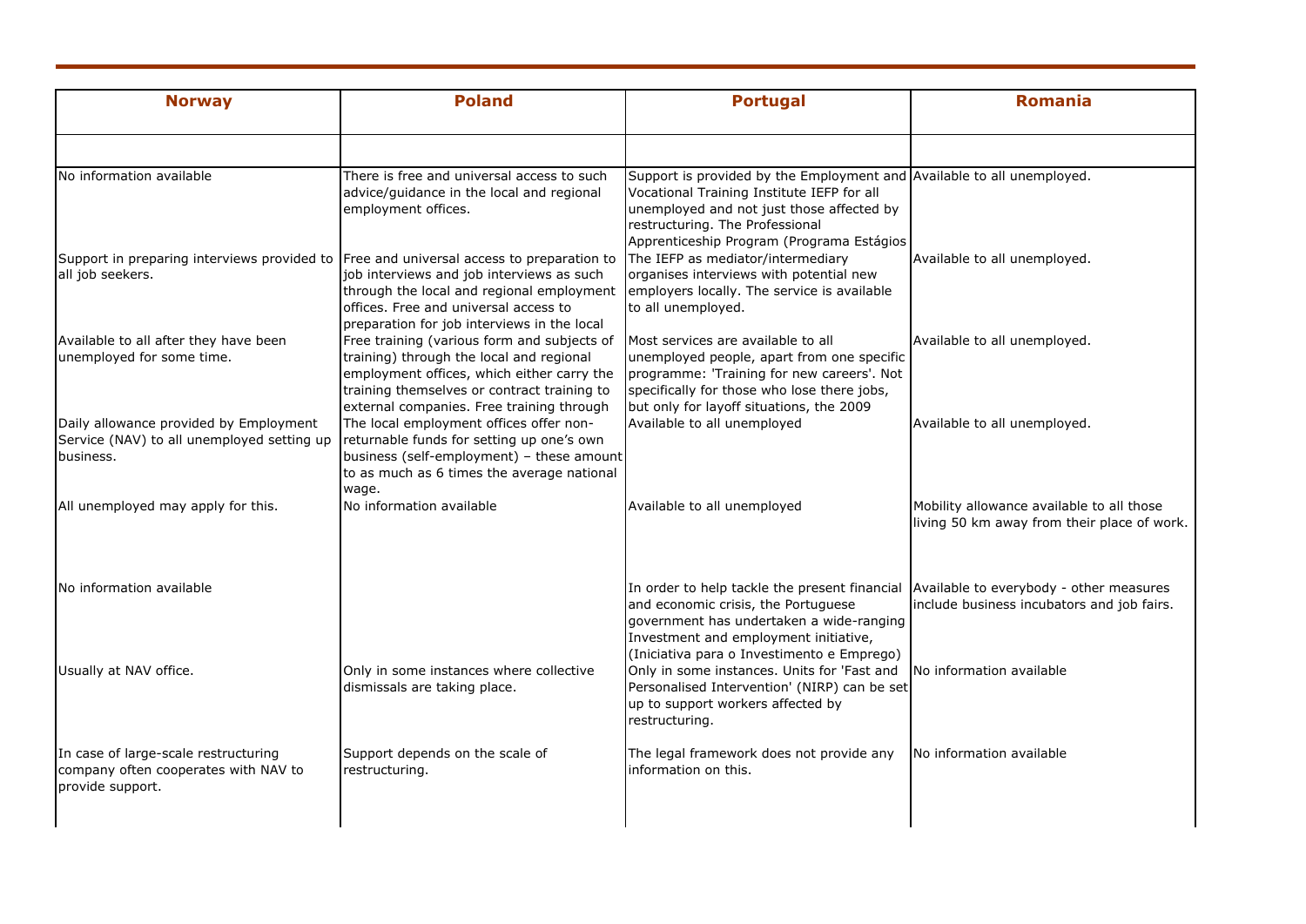| Norway | Poland | Portugal | Romania |
|---|---|---|---|
| | | | |
| No information available | There is free and universal access to such advice/guidance in the local and regional employment offices. | Support is provided by the Employment and Vocational Training Institute IEFP for all unemployed and not just those affected by restructuring. The Professional Apprenticeship Program (Programa Estágios | Available to all unemployed. |
| Support in preparing interviews provided to all job seekers. | Free and universal access to preparation to job interviews and job interviews as such through the local and regional employment offices. Free and universal access to preparation for job interviews in the local | The IEFP as mediator/intermediary organises interviews with potential new employers locally. The service is available to all unemployed. | Available to all unemployed. |
| Available to all after they have been unemployed for some time. | Free training (various form and subjects of training) through the local and regional employment offices, which either carry the training themselves or contract training to external companies. Free training through | Most services are available to all unemployed people, apart from one specific programme: 'Training for new careers'. Not specifically for those who lose there jobs, but only for layoff situations, the 2009 | Available to all unemployed. |
| Daily allowance provided by Employment Service (NAV) to all unemployed setting up business. | The local employment offices offer non-returnable funds for setting up one's own business (self-employment) – these amount to as much as 6 times the average national wage. | Available to all unemployed | Available to all unemployed. |
| All unemployed may apply for this. | No information available | Available to all unemployed | Mobility allowance available to all those living 50 km away from their place of work. |
| No information available | | In order to help tackle the present financial and economic crisis, the Portuguese government has undertaken a wide-ranging Investment and employment initiative, (Iniciativa para o Investimento e Emprego) | Available to everybody - other measures include business incubators and job fairs. |
| Usually at NAV office. | Only in some instances where collective dismissals are taking place. | Only in some instances. Units for 'Fast and Personalised Intervention' (NIRP) can be set up to support workers affected by restructuring. | No information available |
| In case of large-scale restructuring company often cooperates with NAV to provide support. | Support depends on the scale of restructuring. | The legal framework does not provide any information on this. | No information available |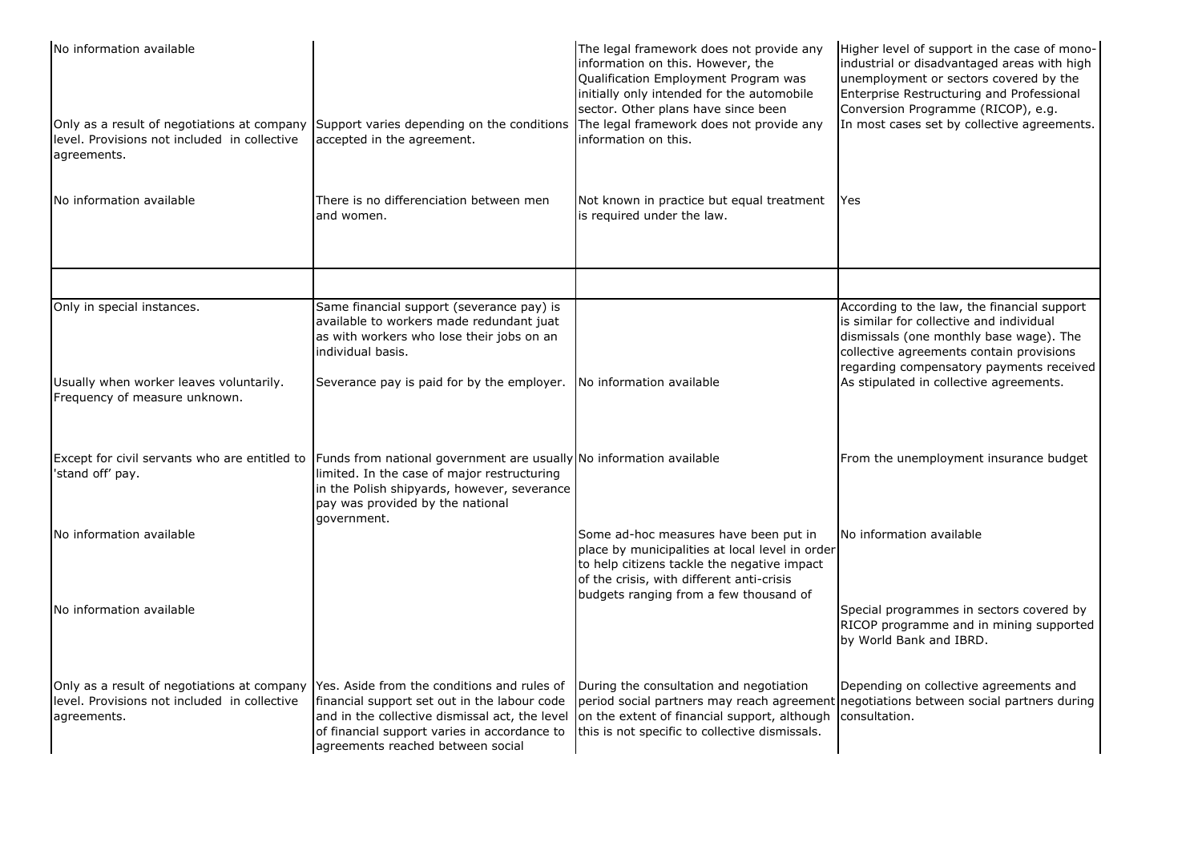| | | | |
|---|---|---|---|
| No information available | | The legal framework does not provide any information on this. However, the Qualification Employment Program was initially only intended for the automobile sector. Other plans have since been | Higher level of support in the case of mono-industrial or disadvantaged areas with high unemployment or sectors covered by the Enterprise Restructuring and Professional Conversion Programme (RICOP), e.g. |
| Only as a result of negotiations at company level. Provisions not included in collective agreements. | Support varies depending on the conditions accepted in the agreement. | The legal framework does not provide any information on this. | In most cases set by collective agreements. |
| No information available | There is no differenciation between men and women. | Not known in practice but equal treatment is required under the law. | Yes |
| | | | |
| Only in special instances. | Same financial support (severance pay) is available to workers made redundant juat as with workers who lose their jobs on an individual basis. | | According to the law, the financial support is similar for collective and individual dismissals (one monthly base wage). The collective agreements contain provisions regarding compensatory payments received |
| Usually when worker leaves voluntarily. Frequency of measure unknown. | Severance pay is paid for by the employer. | No information available | As stipulated in collective agreements. |
| Except for civil servants who are entitled to 'stand off' pay. | Funds from national government are usually limited. In the case of major restructuring in the Polish shipyards, however, severance pay was provided by the national government. | No information available | From the unemployment insurance budget |
| No information available | | Some ad-hoc measures have been put in place by municipalities at local level in order to help citizens tackle the negative impact of the crisis, with different anti-crisis budgets ranging from a few thousand of | No information available |
| No information available | | | Special programmes in sectors covered by RICOP programme and in mining supported by World Bank and IBRD. |
| Only as a result of negotiations at company level. Provisions not included in collective agreements. | Yes. Aside from the conditions and rules of financial support set out in the labour code and in the collective dismissal act, the level of financial support varies in accordance to agreements reached between social | During the consultation and negotiation period social partners may reach agreement on the extent of financial support, although this is not specific to collective dismissals. | Depending on collective agreements and negotiations between social partners during consultation. |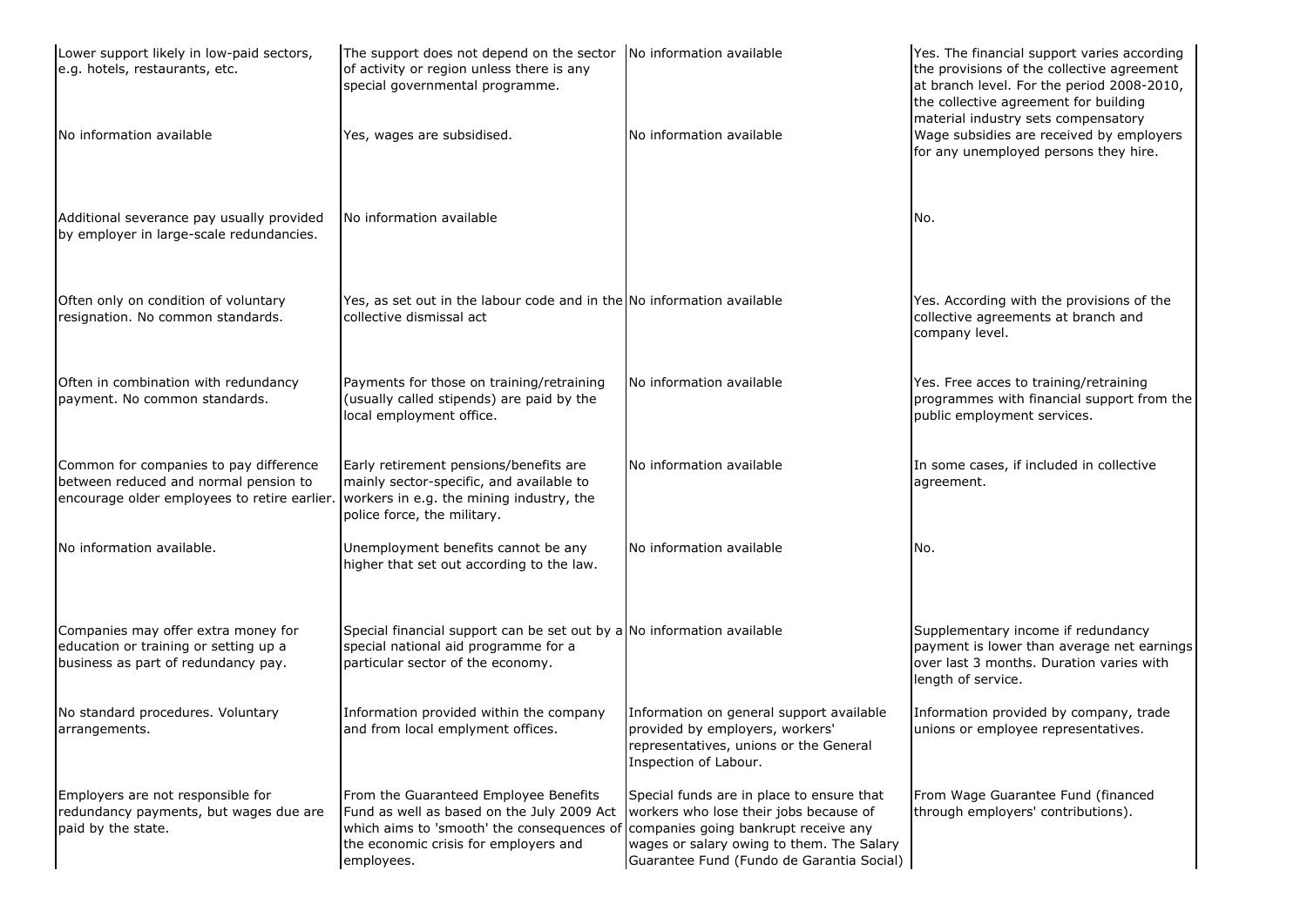| | | | |
|---|---|---|---|
| Lower support likely in low-paid sectors, e.g. hotels, restaurants, etc. | The support does not depend on the sector of activity or region unless there is any special governmental programme. | No information available | Yes. The financial support varies according the provisions of the collective agreement at branch level. For the period 2008-2010, the collective agreement for building material industry sets compensatory |
| No information available | Yes, wages are subsidised. | No information available | Wage subsidies are received by employers for any unemployed persons they hire. |
| Additional severance pay usually provided by employer in large-scale redundancies. | No information available | | No. |
| Often only on condition of voluntary resignation. No common standards. | Yes, as set out in the labour code and in the collective dismissal act | No information available | Yes. According with the provisions of the collective agreements at branch and company level. |
| Often in combination with redundancy payment. No common standards. | Payments for those on training/retraining (usually called stipends) are paid by the local employment office. | No information available | Yes. Free acces to training/retraining programmes with financial support from the public employment services. |
| Common for companies to pay difference between reduced and normal pension to encourage older employees to retire earlier. | Early retirement pensions/benefits are mainly sector-specific, and available to workers in e.g. the mining industry, the police force, the military. | No information available | In some cases, if included in collective agreement. |
| No information available. | Unemployment benefits cannot be any higher that set out according to the law. | No information available | No. |
| Companies may offer extra money for education or training or setting up a business as part of redundancy pay. | Special financial support can be set out by a special national aid programme for a particular sector of the economy. | No information available | Supplementary income if redundancy payment is lower than average net earnings over last 3 months. Duration varies with length of service. |
| No standard procedures. Voluntary arrangements. | Information provided within the company and from local emplyment offices. | Information on general support available provided by employers, workers' representatives, unions or the General Inspection of Labour. | Information provided by company, trade unions or employee representatives. |
| Employers are not responsible for redundancy payments, but wages due are paid by the state. | From the Guaranteed Employee Benefits Fund as well as based on the July 2009 Act which aims to 'smooth' the consequences of the economic crisis for employers and employees. | Special funds are in place to ensure that workers who lose their jobs because of companies going bankrupt receive any wages or salary owing to them. The Salary Guarantee Fund (Fundo de Garantia Social) | From Wage Guarantee Fund (financed through employers' contributions). |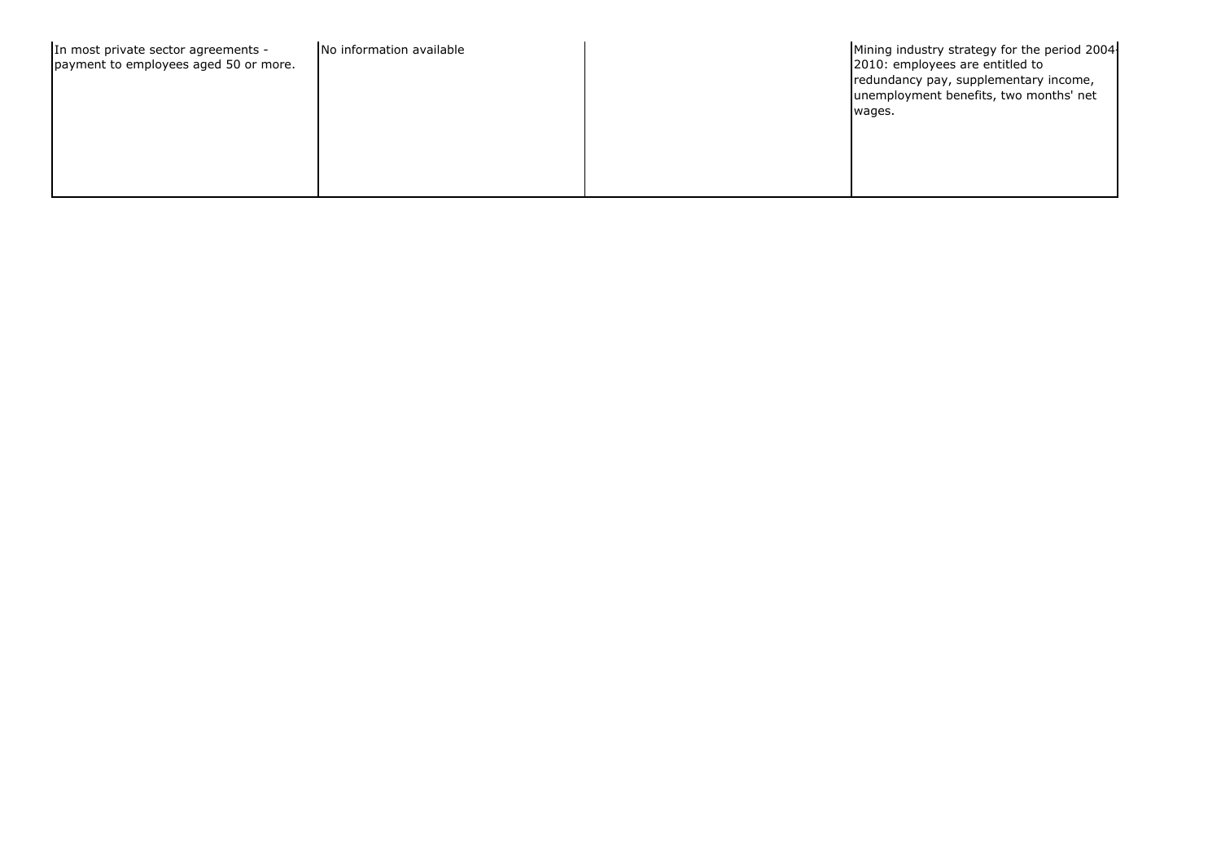| | | | |
|---|---|---|---|
| In most private sector agreements - payment to employees aged 50 or more. | No information available | | Mining industry strategy for the period 2004-2010: employees are entitled to redundancy pay, supplementary income, unemployment benefits, two months' net wages. |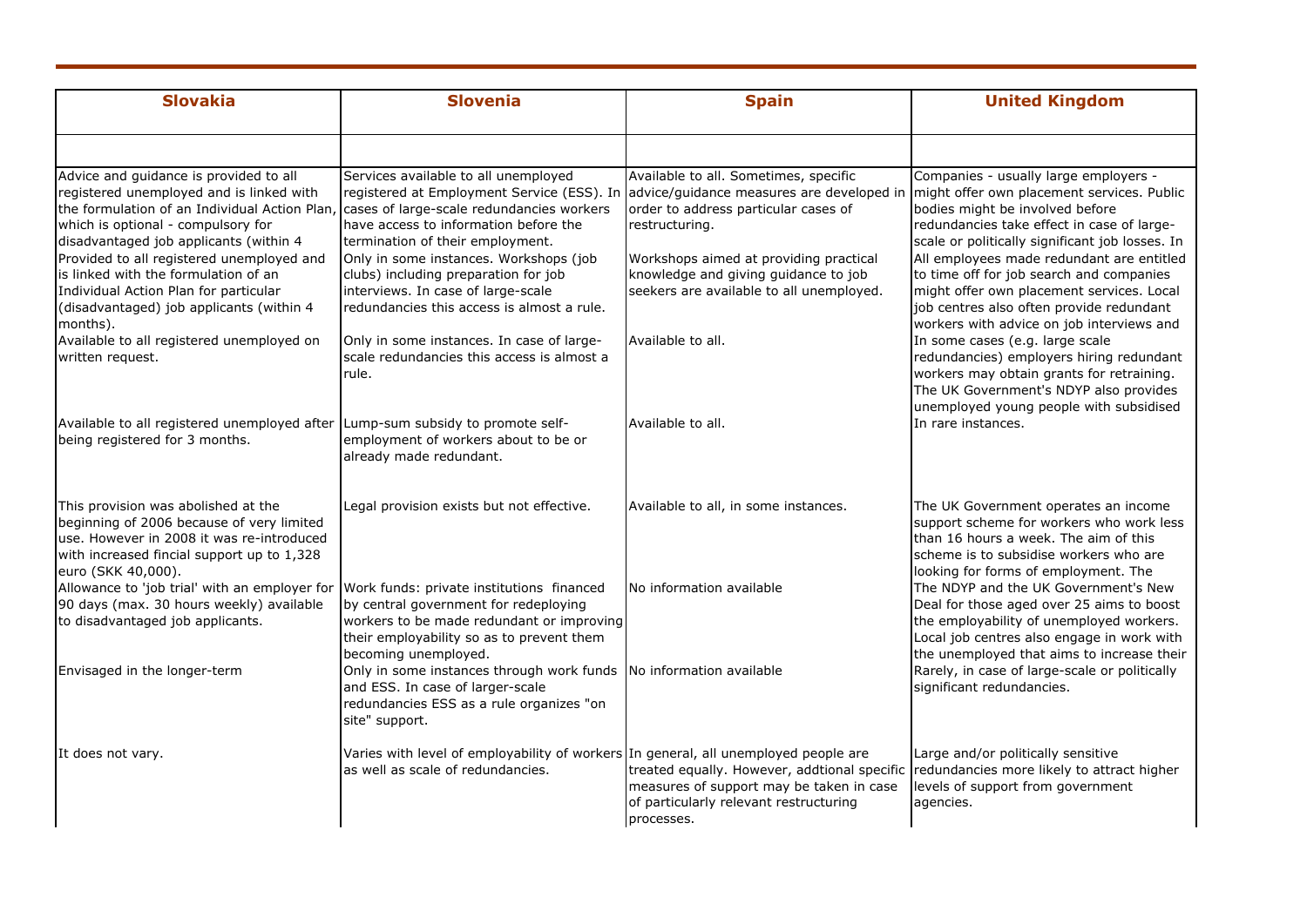| Slovakia | Slovenia | Spain | United Kingdom |
|---|---|---|---|
| | | | |
| Advice and guidance is provided to all registered unemployed and is linked with the formulation of an Individual Action Plan, which is optional - compulsory for disadvantaged job applicants (within 4 | Services available to all unemployed registered at Employment Service (ESS). In cases of large-scale redundancies workers have access to information before the termination of their employment. | Available to all. Sometimes, specific advice/guidance measures are developed in order to address particular cases of restructuring. | Companies - usually large employers - might offer own placement services. Public bodies might be involved before redundancies take effect in case of large-scale or politically significant job losses. In |
| Provided to all registered unemployed and is linked with the formulation of an Individual Action Plan for particular (disadvantaged) job applicants (within 4 months). | Only in some instances. Workshops (job clubs) including preparation for job interviews. In case of large-scale redundancies this access is almost a rule. | Workshops aimed at providing practical knowledge and giving guidance to job seekers are available to all unemployed. | All employees made redundant are entitled to time off for job search and companies might offer own placement services. Local job centres also often provide redundant workers with advice on job interviews and |
| Available to all registered unemployed on written request. | Only in some instances. In case of large-scale redundancies this access is almost a rule. | Available to all. | In some cases (e.g. large scale redundancies) employers hiring redundant workers may obtain grants for retraining. The UK Government's NDYP also provides unemployed young people with subsidised |
| Available to all registered unemployed after being registered for 3 months. | Lump-sum subsidy to promote self-employment of workers about to be or already made redundant. | Available to all. | In rare instances. |
| This provision was abolished at the beginning of 2006 because of very limited use. However in 2008 it was re-introduced with increased fincial support up to 1,328 euro (SKK 40,000). | Legal provision exists but not effective. | Available to all, in some instances. | The UK Government operates an income support scheme for workers who work less than 16 hours a week. The aim of this scheme is to subsidise workers who are looking for forms of employment. The |
| Allowance to 'job trial' with an employer for 90 days (max. 30 hours weekly) available to disadvantaged job applicants. | Work funds: private institutions financed by central government for redeploying workers to be made redundant or improving their employability so as to prevent them becoming unemployed. | No information available | The NDYP and the UK Government's New Deal for those aged over 25 aims to boost the employability of unemployed workers. Local job centres also engage in work with the unemployed that aims to increase their |
| Envisaged in the longer-term | Only in some instances through work funds and ESS. In case of larger-scale redundancies ESS as a rule organizes "on site" support. | No information available | Rarely, in case of large-scale or politically significant redundancies. |
| It does not vary. | Varies with level of employability of workers as well as scale of redundancies. | In general, all unemployed people are treated equally. However, addtional specific measures of support may be taken in case of particularly relevant restructuring processes. | Large and/or politically sensitive redundancies more likely to attract higher levels of support from government agencies. |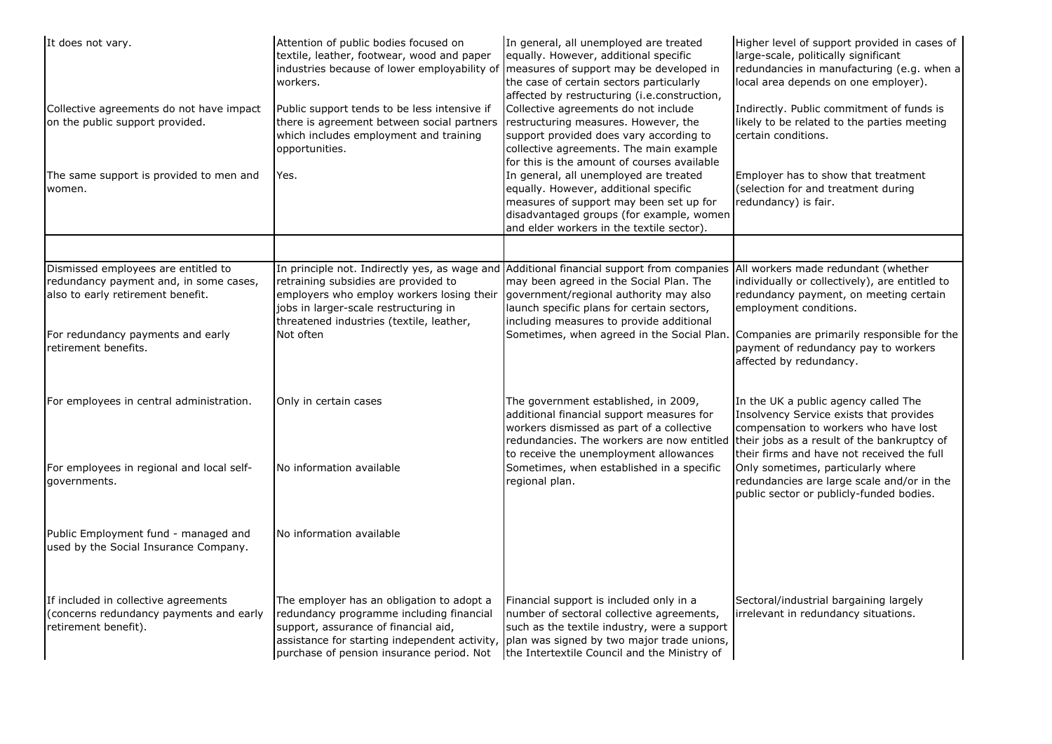| | | | |
|---|---|---|---|
| It does not vary. | Attention of public bodies focused on textile, leather, footwear, wood and paper industries because of lower employability of workers. | In general, all unemployed are treated equally. However, additional specific measures of support may be developed in the case of certain sectors particularly affected by restructuring (i.e.construction, | Higher level of support provided in cases of large-scale, politically significant redundancies in manufacturing (e.g. when a local area depends on one employer). |
| Collective agreements do not have impact on the public support provided. | Public support tends to be less intensive if there is agreement between social partners which includes employment and training opportunities. | Collective agreements do not include restructuring measures. However, the support provided does vary according to collective agreements. The main example for this is the amount of courses available | Indirectly. Public commitment of funds is likely to be related to the parties meeting certain conditions. |
| The same support is provided to men and women. | Yes. | In general, all unemployed are treated equally. However, additional specific measures of support may been set up for disadvantaged groups (for example, women and elder workers in the textile sector). | Employer has to show that treatment (selection for and treatment during redundancy) is fair. |
| | | | |
| Dismissed employees are entitled to redundancy payment and, in some cases, also to early retirement benefit. | In principle not. Indirectly yes, as wage and retraining subsidies are provided to employers who employ workers losing their jobs in larger-scale restructuring in threatened industries (textile, leather, | Additional financial support from companies may been agreed in the Social Plan. The government/regional authority may also launch specific plans for certain sectors, including measures to provide additional | All workers made redundant (whether individually or collectively), are entitled to redundancy payment, on meeting certain employment conditions. |
| For redundancy payments and early retirement benefits. | Not often | Sometimes, when agreed in the Social Plan. | Companies are primarily responsible for the payment of redundancy pay to workers affected by redundancy. |
| For employees in central administration. | Only in certain cases | The government established, in 2009, additional financial support measures for workers dismissed as part of a collective redundancies. The workers are now entitled to receive the unemployment allowances | In the UK a public agency called The Insolvency Service exists that provides compensation to workers who have lost their jobs as a result of the bankruptcy of their firms and have not received the full |
| For employees in regional and local self-governments. | No information available | Sometimes, when established in a specific regional plan. | Only sometimes, particularly where redundancies are large scale and/or in the public sector or publicly-funded bodies. |
| Public Employment fund - managed and used by the Social Insurance Company. | No information available | | |
| If included in collective agreements (concerns redundancy payments and early retirement benefit). | The employer has an obligation to adopt a redundancy programme including financial support, assurance of financial aid, assistance for starting independent activity, purchase of pension insurance period. Not | Financial support is included only in a number of sectoral collective agreements, such as the textile industry, were a support plan was signed by two major trade unions, the Intertextile Council and the Ministry of | Sectoral/industrial bargaining largely irrelevant in redundancy situations. |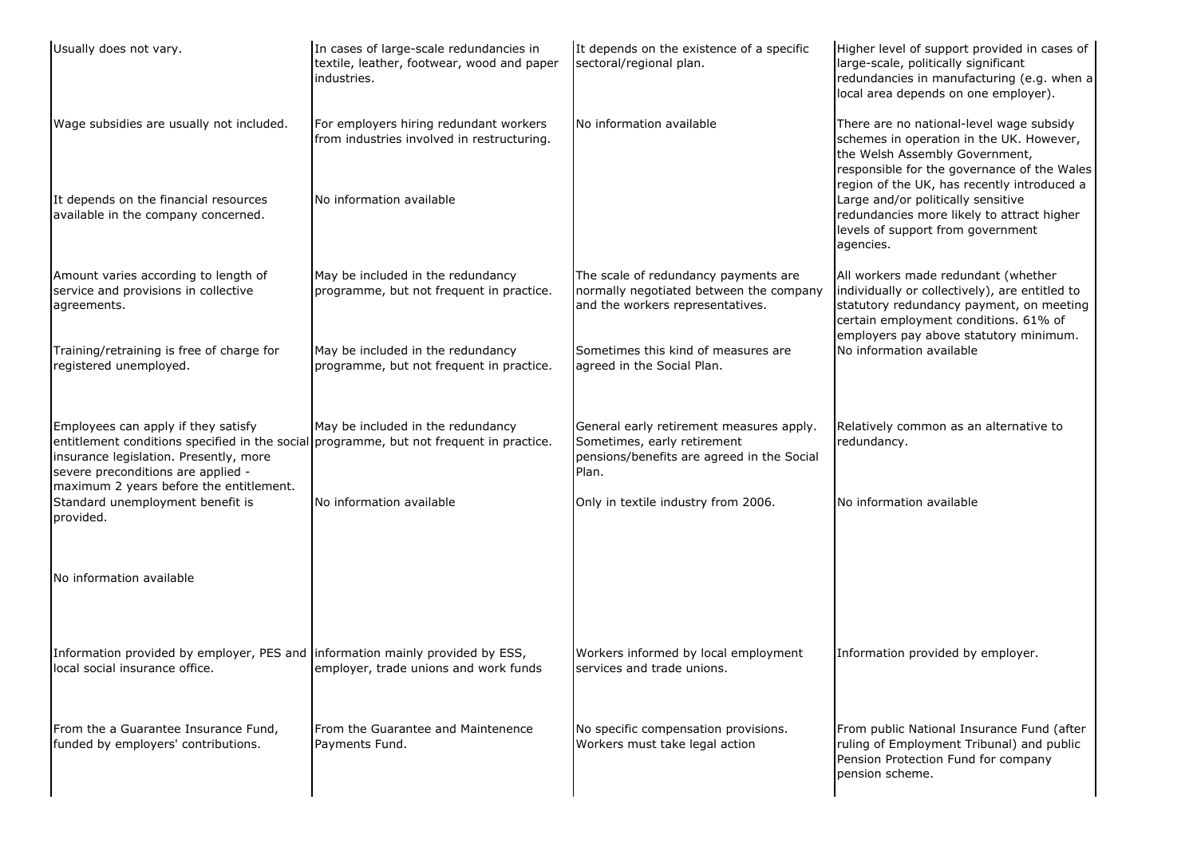| | | | |
|---|---|---|---|
| Usually does not vary. | In cases of large-scale redundancies in textile, leather, footwear, wood and paper industries. | It depends on the existence of a specific sectoral/regional plan. | Higher level of support provided in cases of large-scale, politically significant redundancies in manufacturing (e.g. when a local area depends on one employer). |
| Wage subsidies are usually not included. | For employers hiring redundant workers from industries involved in restructuring. | No information available | There are no national-level wage subsidy schemes in operation in the UK. However, the Welsh Assembly Government, responsible for the governance of the Wales region of the UK, has recently introduced a |
| It depends on the financial resources available in the company concerned. | No information available | | Large and/or politically sensitive redundancies more likely to attract higher levels of support from government agencies. |
| Amount varies according to length of service and provisions in collective agreements. | May be included in the redundancy programme, but not frequent in practice. | The scale of redundancy payments are normally negotiated between the company and the workers representatives. | All workers made redundant (whether individually or collectively), are entitled to statutory redundancy payment, on meeting certain employment conditions. 61% of employers pay above statutory minimum. |
| Training/retraining is free of charge for registered unemployed. | May be included in the redundancy programme, but not frequent in practice. | Sometimes this kind of measures are agreed in the Social Plan. | No information available |
| Employees can apply if they satisfy entitlement conditions specified in the social insurance legislation. Presently, more severe preconditions are applied - maximum 2 years before the entitlement. | May be included in the redundancy programme, but not frequent in practice. | General early retirement measures apply. Sometimes, early retirement pensions/benefits are agreed in the Social Plan. | Relatively common as an alternative to redundancy. |
| Standard unemployment benefit is provided. | No information available | Only in textile industry from 2006. | No information available |
| No information available | | | |
| Information provided by employer, PES and local social insurance office. | information mainly provided by ESS, employer, trade unions and work funds | Workers informed by local employment services and trade unions. | Information provided by employer. |
| From the a Guarantee Insurance Fund, funded by employers' contributions. | From the Guarantee and Maintenence Payments Fund. | No specific compensation provisions. Workers must take legal action | From public National Insurance Fund (after ruling of Employment Tribunal) and public Pension Protection Fund for company pension scheme. |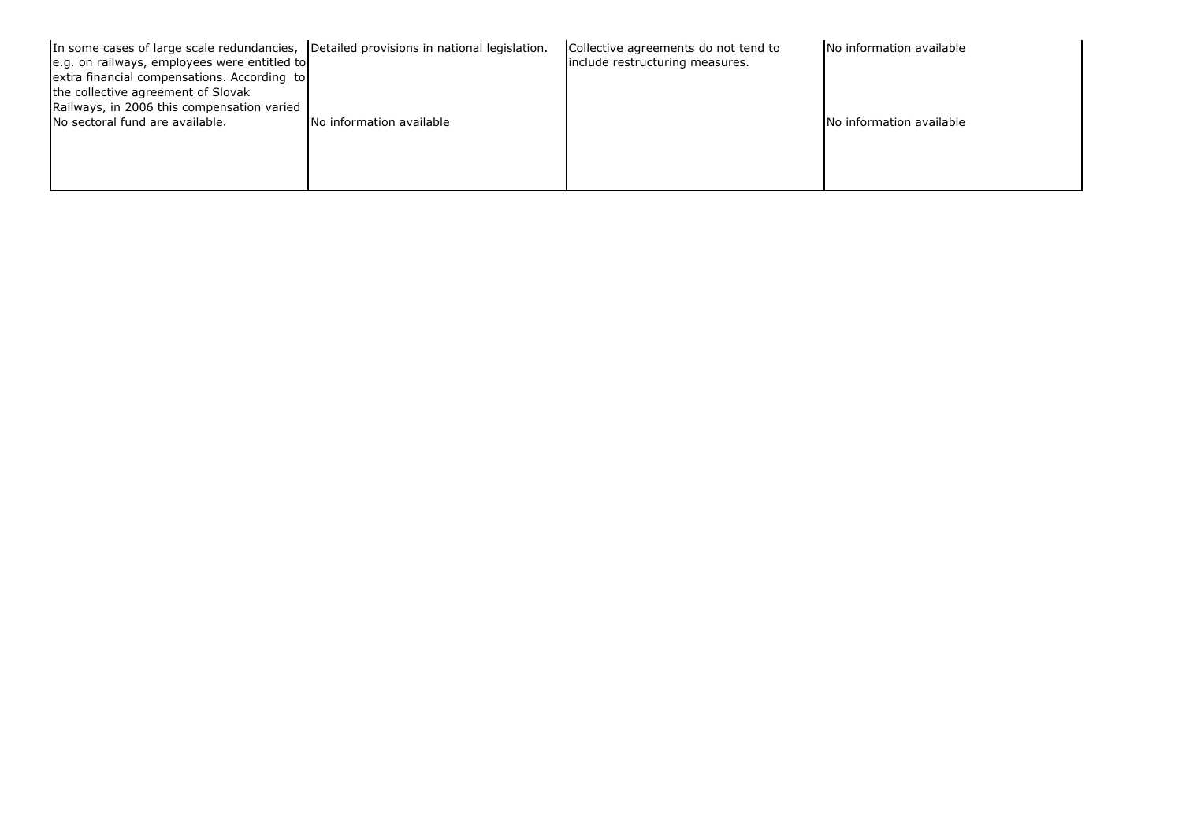| | | | |
|---|---|---|---|
| In some cases of large scale redundancies, e.g. on railways, employees were entitled to extra financial compensations. According to the collective agreement of Slovak Railways, in 2006 this compensation varied | Detailed provisions in national legislation. | Collective agreements do not tend to include restructuring measures. | No information available |
| No sectoral fund are available. | No information available | | No information available |